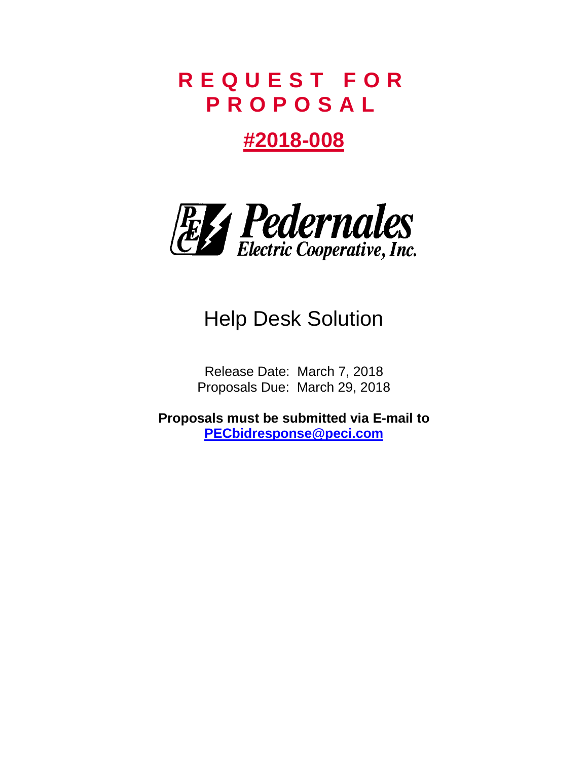# REQUEST FOR PROPOSAL

## #2018-008

Pedernales Electric Cooperative, Inc.

# Help Desk Solution

Release Date: March 7, 2018
Proposals Due: March 29, 2018

**Proposals must be submitted via E-mail to [PECbidresponse@peci.com](mailto:PECbidresponse@peci.com)**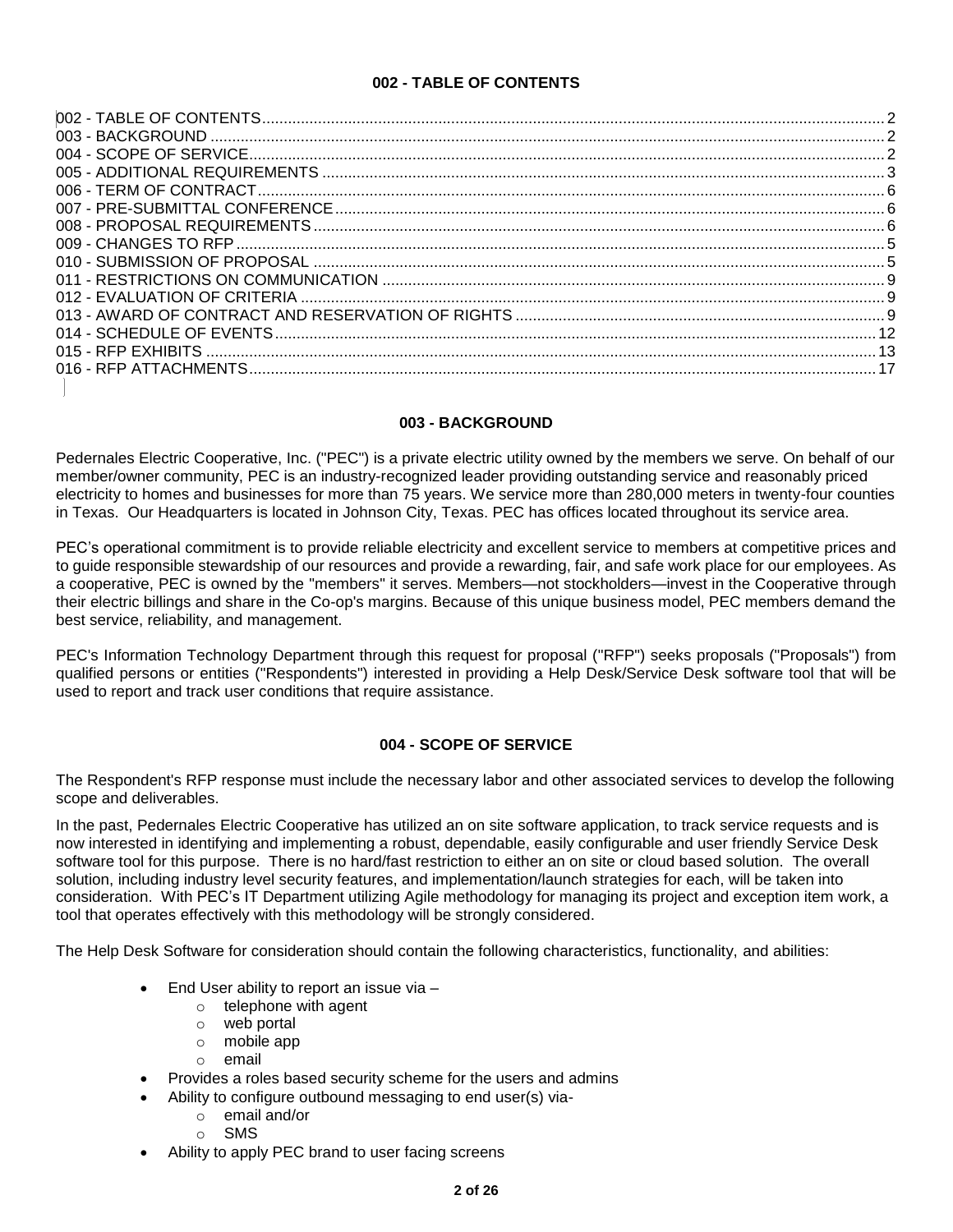## 002 - TABLE OF CONTENTS

002 - TABLE OF CONTENTS ..... 2
003 - BACKGROUND ..... 2
004 - SCOPE OF SERVICE ..... 2
005 - ADDITIONAL REQUIREMENTS ..... 3
006 - TERM OF CONTRACT ..... 6
007 - PRE-SUBMITTAL CONFERENCE ..... 6
008 - PROPOSAL REQUIREMENTS ..... 6
009 - CHANGES TO RFP ..... 5
010 - SUBMISSION OF PROPOSAL ..... 5
011 - RESTRICTIONS ON COMMUNICATION ..... 9
012 - EVALUATION OF CRITERIA ..... 9
013 - AWARD OF CONTRACT AND RESERVATION OF RIGHTS ..... 9
014 - SCHEDULE OF EVENTS ..... 12
015 - RFP EXHIBITS ..... 13
016 - RFP ATTACHMENTS ..... 17

## 003 - BACKGROUND

Pedernales Electric Cooperative, Inc. ("PEC") is a private electric utility owned by the members we serve. On behalf of our member/owner community, PEC is an industry-recognized leader providing outstanding service and reasonably priced electricity to homes and businesses for more than 75 years. We service more than 280,000 meters in twenty-four counties in Texas. Our Headquarters is located in Johnson City, Texas. PEC has offices located throughout its service area.

PEC's operational commitment is to provide reliable electricity and excellent service to members at competitive prices and to guide responsible stewardship of our resources and provide a rewarding, fair, and safe work place for our employees. As a cooperative, PEC is owned by the "members" it serves. Members—not stockholders—invest in the Cooperative through their electric billings and share in the Co-op's margins. Because of this unique business model, PEC members demand the best service, reliability, and management.

PEC's Information Technology Department through this request for proposal ("RFP") seeks proposals ("Proposals") from qualified persons or entities ("Respondents") interested in providing a Help Desk/Service Desk software tool that will be used to report and track user conditions that require assistance.

## 004 - SCOPE OF SERVICE

The Respondent's RFP response must include the necessary labor and other associated services to develop the following scope and deliverables.

In the past, Pedernales Electric Cooperative has utilized an on site software application, to track service requests and is now interested in identifying and implementing a robust, dependable, easily configurable and user friendly Service Desk software tool for this purpose. There is no hard/fast restriction to either an on site or cloud based solution. The overall solution, including industry level security features, and implementation/launch strategies for each, will be taken into consideration. With PEC's IT Department utilizing Agile methodology for managing its project and exception item work, a tool that operates effectively with this methodology will be strongly considered.

The Help Desk Software for consideration should contain the following characteristics, functionality, and abilities:

- End User ability to report an issue via –
  - telephone with agent
  - web portal
  - mobile app
  - email
- Provides a roles based security scheme for the users and admins
- Ability to configure outbound messaging to end user(s) via-
  - email and/or
  - SMS
- Ability to apply PEC brand to user facing screens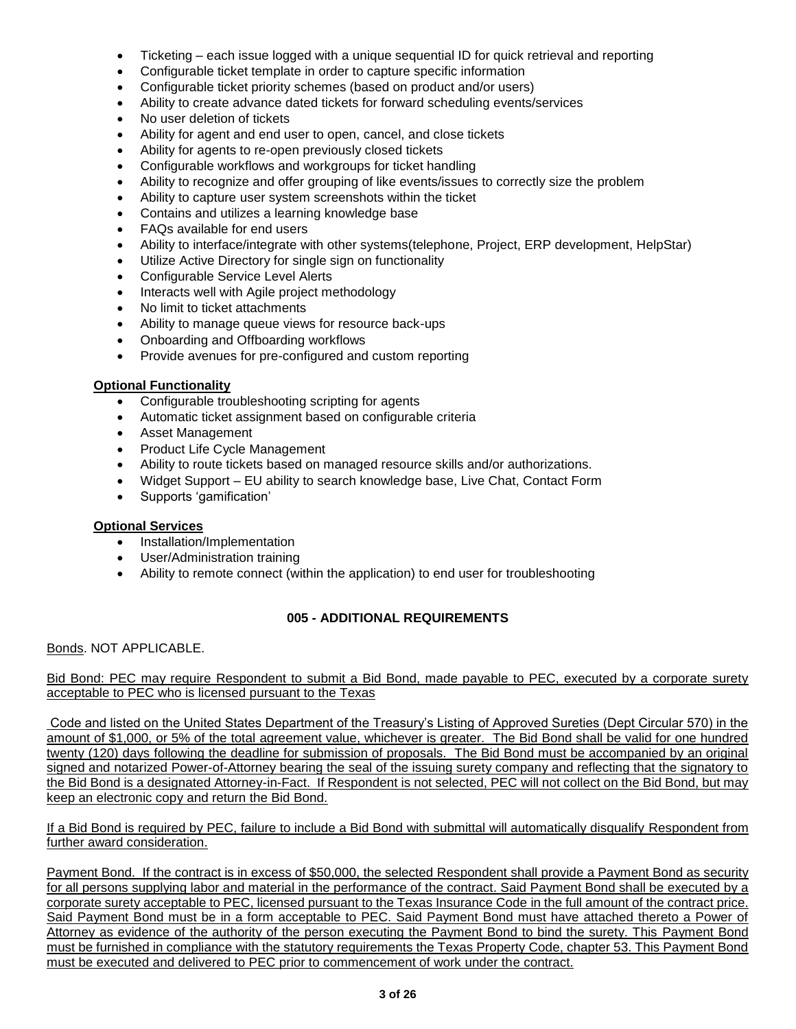- Ticketing – each issue logged with a unique sequential ID for quick retrieval and reporting
- Configurable ticket template in order to capture specific information
- Configurable ticket priority schemes (based on product and/or users)
- Ability to create advance dated tickets for forward scheduling events/services
- No user deletion of tickets
- Ability for agent and end user to open, cancel, and close tickets
- Ability for agents to re-open previously closed tickets
- Configurable workflows and workgroups for ticket handling
- Ability to recognize and offer grouping of like events/issues to correctly size the problem
- Ability to capture user system screenshots within the ticket
- Contains and utilizes a learning knowledge base
- FAQs available for end users
- Ability to interface/integrate with other systems(telephone, Project, ERP development, HelpStar)
- Utilize Active Directory for single sign on functionality
- Configurable Service Level Alerts
- Interacts well with Agile project methodology
- No limit to ticket attachments
- Ability to manage queue views for resource back-ups
- Onboarding and Offboarding workflows
- Provide avenues for pre-configured and custom reporting

**<u>Optional Functionality</u>**

- Configurable troubleshooting scripting for agents
- Automatic ticket assignment based on configurable criteria
- Asset Management
- Product Life Cycle Management
- Ability to route tickets based on managed resource skills and/or authorizations.
- Widget Support – EU ability to search knowledge base, Live Chat, Contact Form
- Supports 'gamification'

**<u>Optional Services</u>**

- Installation/Implementation
- User/Administration training
- Ability to remote connect (within the application) to end user for troubleshooting

## 005 - ADDITIONAL REQUIREMENTS

<u>Bonds</u>. NOT APPLICABLE.

<u>Bid Bond: PEC may require Respondent to submit a Bid Bond, made payable to PEC, executed by a corporate surety acceptable to PEC who is licensed pursuant to the Texas</u>

<u>Code and listed on the United States Department of the Treasury's Listing of Approved Sureties (Dept Circular 570) in the amount of $1,000, or 5% of the total agreement value, whichever is greater. The Bid Bond shall be valid for one hundred twenty (120) days following the deadline for submission of proposals. The Bid Bond must be accompanied by an original signed and notarized Power-of-Attorney bearing the seal of the issuing surety company and reflecting that the signatory to the Bid Bond is a designated Attorney-in-Fact. If Respondent is not selected, PEC will not collect on the Bid Bond, but may keep an electronic copy and return the Bid Bond.</u>

<u>If a Bid Bond is required by PEC, failure to include a Bid Bond with submittal will automatically disqualify Respondent from further award consideration.</u>

<u>Payment Bond. If the contract is in excess of $50,000, the selected Respondent shall provide a Payment Bond as security for all persons supplying labor and material in the performance of the contract. Said Payment Bond shall be executed by a corporate surety acceptable to PEC, licensed pursuant to the Texas Insurance Code in the full amount of the contract price. Said Payment Bond must be in a form acceptable to PEC. Said Payment Bond must have attached thereto a Power of Attorney as evidence of the authority of the person executing the Payment Bond to bind the surety. This Payment Bond must be furnished in compliance with the statutory requirements the Texas Property Code, chapter 53. This Payment Bond must be executed and delivered to PEC prior to commencement of work under the contract.</u>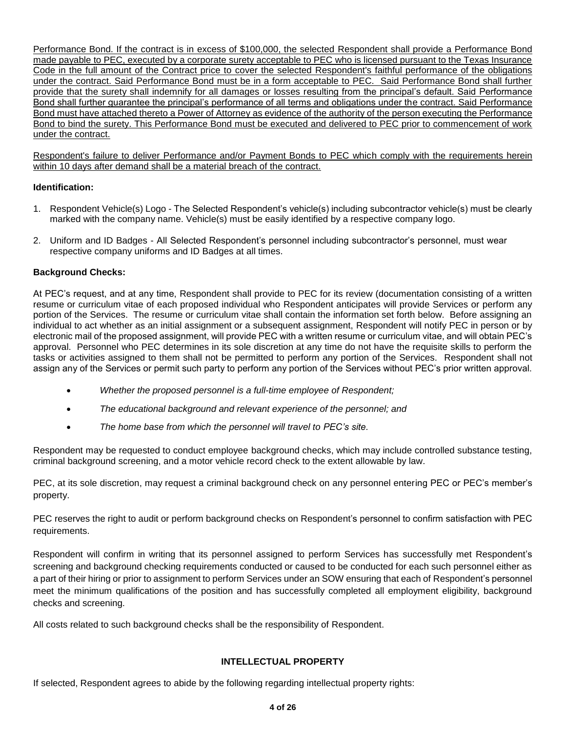Performance Bond. If the contract is in excess of $100,000, the selected Respondent shall provide a Performance Bond made payable to PEC, executed by a corporate surety acceptable to PEC who is licensed pursuant to the Texas Insurance Code in the full amount of the Contract price to cover the selected Respondent's faithful performance of the obligations under the contract. Said Performance Bond must be in a form acceptable to PEC. Said Performance Bond shall further provide that the surety shall indemnify for all damages or losses resulting from the principal's default. Said Performance Bond shall further guarantee the principal's performance of all terms and obligations under the contract. Said Performance Bond must have attached thereto a Power of Attorney as evidence of the authority of the person executing the Performance Bond to bind the surety. This Performance Bond must be executed and delivered to PEC prior to commencement of work under the contract.

Respondent's failure to deliver Performance and/or Payment Bonds to PEC which comply with the requirements herein within 10 days after demand shall be a material breach of the contract.

**Identification:**

1. Respondent Vehicle(s) Logo - The Selected Respondent's vehicle(s) including subcontractor vehicle(s) must be clearly marked with the company name. Vehicle(s) must be easily identified by a respective company logo.
2. Uniform and ID Badges - All Selected Respondent's personnel including subcontractor's personnel, must wear respective company uniforms and ID Badges at all times.

**Background Checks:**

At PEC's request, and at any time, Respondent shall provide to PEC for its review (documentation consisting of a written resume or curriculum vitae of each proposed individual who Respondent anticipates will provide Services or perform any portion of the Services. The resume or curriculum vitae shall contain the information set forth below. Before assigning an individual to act whether as an initial assignment or a subsequent assignment, Respondent will notify PEC in person or by electronic mail of the proposed assignment, will provide PEC with a written resume or curriculum vitae, and will obtain PEC's approval. Personnel who PEC determines in its sole discretion at any time do not have the requisite skills to perform the tasks or activities assigned to them shall not be permitted to perform any portion of the Services. Respondent shall not assign any of the Services or permit such party to perform any portion of the Services without PEC's prior written approval.

- *Whether the proposed personnel is a full-time employee of Respondent;*
- *The educational background and relevant experience of the personnel; and*
- *The home base from which the personnel will travel to PEC's site.*

Respondent may be requested to conduct employee background checks, which may include controlled substance testing, criminal background screening, and a motor vehicle record check to the extent allowable by law.

PEC, at its sole discretion, may request a criminal background check on any personnel entering PEC or PEC's member's property.

PEC reserves the right to audit or perform background checks on Respondent's personnel to confirm satisfaction with PEC requirements.

Respondent will confirm in writing that its personnel assigned to perform Services has successfully met Respondent's screening and background checking requirements conducted or caused to be conducted for each such personnel either as a part of their hiring or prior to assignment to perform Services under an SOW ensuring that each of Respondent's personnel meet the minimum qualifications of the position and has successfully completed all employment eligibility, background checks and screening.

All costs related to such background checks shall be the responsibility of Respondent.

## INTELLECTUAL PROPERTY

If selected, Respondent agrees to abide by the following regarding intellectual property rights: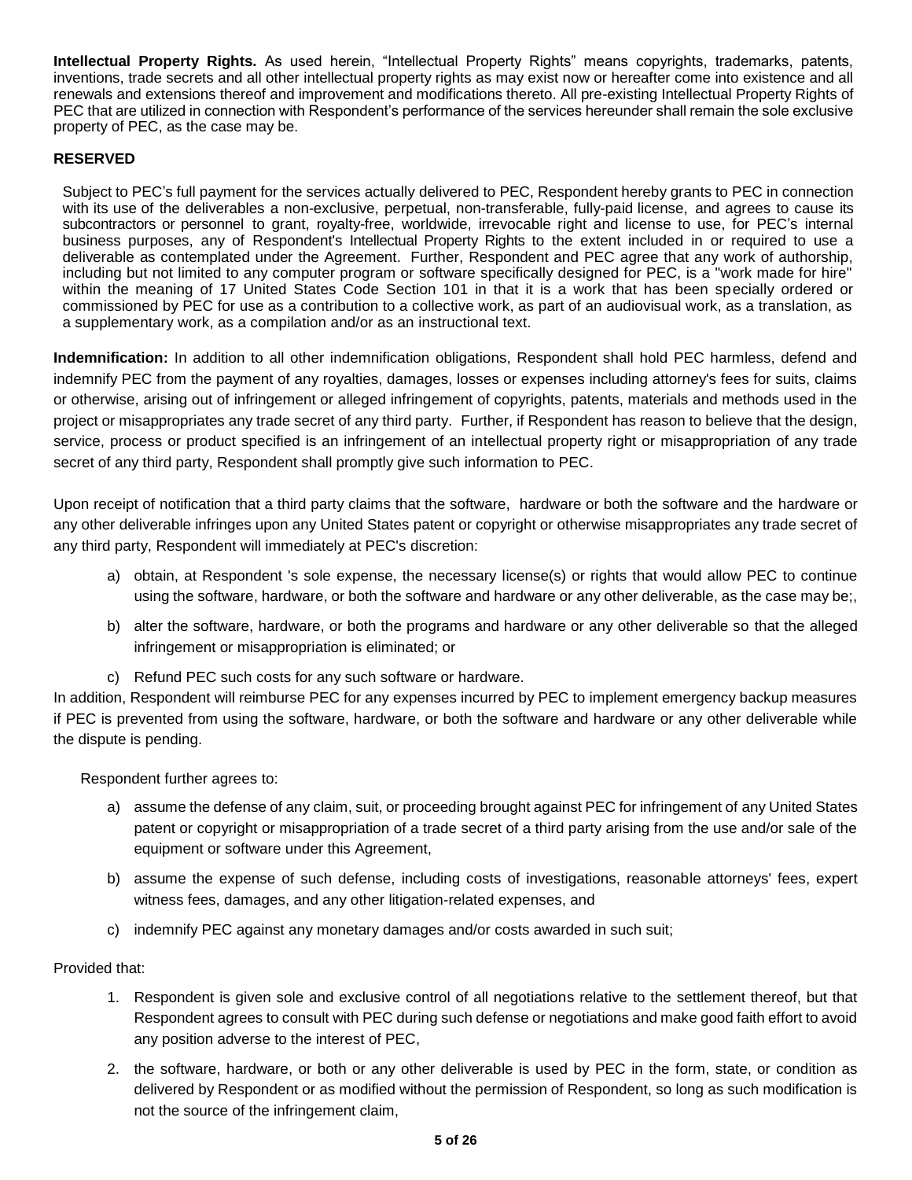**Intellectual Property Rights.** As used herein, "Intellectual Property Rights" means copyrights, trademarks, patents, inventions, trade secrets and all other intellectual property rights as may exist now or hereafter come into existence and all renewals and extensions thereof and improvement and modifications thereto. All pre-existing Intellectual Property Rights of PEC that are utilized in connection with Respondent's performance of the services hereunder shall remain the sole exclusive property of PEC, as the case may be.

**RESERVED**

Subject to PEC's full payment for the services actually delivered to PEC, Respondent hereby grants to PEC in connection with its use of the deliverables a non-exclusive, perpetual, non-transferable, fully-paid license, and agrees to cause its subcontractors or personnel to grant, royalty-free, worldwide, irrevocable right and license to use, for PEC's internal business purposes, any of Respondent's Intellectual Property Rights to the extent included in or required to use a deliverable as contemplated under the Agreement. Further, Respondent and PEC agree that any work of authorship, including but not limited to any computer program or software specifically designed for PEC, is a "work made for hire" within the meaning of 17 United States Code Section 101 in that it is a work that has been specially ordered or commissioned by PEC for use as a contribution to a collective work, as part of an audiovisual work, as a translation, as a supplementary work, as a compilation and/or as an instructional text.

**Indemnification:** In addition to all other indemnification obligations, Respondent shall hold PEC harmless, defend and indemnify PEC from the payment of any royalties, damages, losses or expenses including attorney's fees for suits, claims or otherwise, arising out of infringement or alleged infringement of copyrights, patents, materials and methods used in the project or misappropriates any trade secret of any third party. Further, if Respondent has reason to believe that the design, service, process or product specified is an infringement of an intellectual property right or misappropriation of any trade secret of any third party, Respondent shall promptly give such information to PEC.

Upon receipt of notification that a third party claims that the software, hardware or both the software and the hardware or any other deliverable infringes upon any United States patent or copyright or otherwise misappropriates any trade secret of any third party, Respondent will immediately at PEC's discretion:

a) obtain, at Respondent 's sole expense, the necessary license(s) or rights that would allow PEC to continue using the software, hardware, or both the software and hardware or any other deliverable, as the case may be;,

b) alter the software, hardware, or both the programs and hardware or any other deliverable so that the alleged infringement or misappropriation is eliminated; or

c) Refund PEC such costs for any such software or hardware.

In addition, Respondent will reimburse PEC for any expenses incurred by PEC to implement emergency backup measures if PEC is prevented from using the software, hardware, or both the software and hardware or any other deliverable while the dispute is pending.

Respondent further agrees to:

a) assume the defense of any claim, suit, or proceeding brought against PEC for infringement of any United States patent or copyright or misappropriation of a trade secret of a third party arising from the use and/or sale of the equipment or software under this Agreement,

b) assume the expense of such defense, including costs of investigations, reasonable attorneys' fees, expert witness fees, damages, and any other litigation-related expenses, and

c) indemnify PEC against any monetary damages and/or costs awarded in such suit;

Provided that:

1. Respondent is given sole and exclusive control of all negotiations relative to the settlement thereof, but that Respondent agrees to consult with PEC during such defense or negotiations and make good faith effort to avoid any position adverse to the interest of PEC,
2. the software, hardware, or both or any other deliverable is used by PEC in the form, state, or condition as delivered by Respondent or as modified without the permission of Respondent, so long as such modification is not the source of the infringement claim,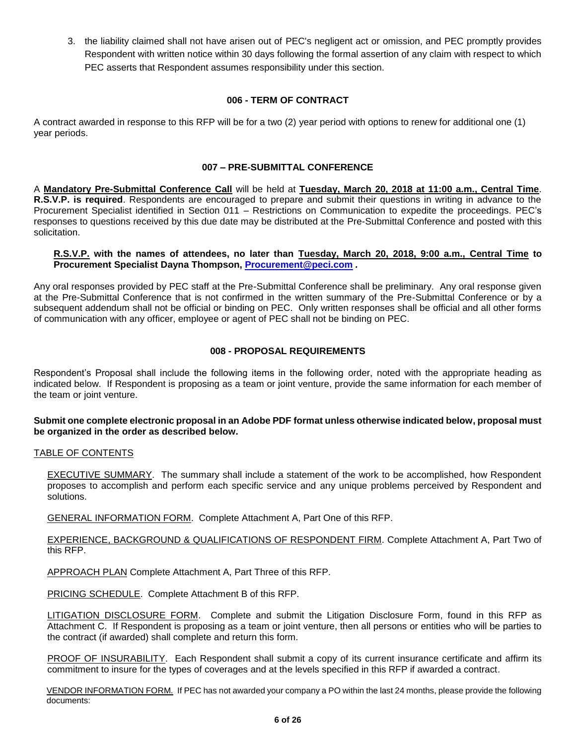3. the liability claimed shall not have arisen out of PEC's negligent act or omission, and PEC promptly provides Respondent with written notice within 30 days following the formal assertion of any claim with respect to which PEC asserts that Respondent assumes responsibility under this section.

## 006 - TERM OF CONTRACT

A contract awarded in response to this RFP will be for a two (2) year period with options to renew for additional one (1) year periods.

## 007 – PRE-SUBMITTAL CONFERENCE

A **Mandatory Pre-Submittal Conference Call** will be held at **Tuesday, March 20, 2018 at 11:00 a.m., Central Time**. **R.S.V.P. is required**. Respondents are encouraged to prepare and submit their questions in writing in advance to the Procurement Specialist identified in Section 011 – Restrictions on Communication to expedite the proceedings. PEC's responses to questions received by this due date may be distributed at the Pre-Submittal Conference and posted with this solicitation.

**R.S.V.P. with the names of attendees, no later than Tuesday, March 20, 2018, 9:00 a.m., Central Time to Procurement Specialist Dayna Thompson, Procurement@peci.com .**

Any oral responses provided by PEC staff at the Pre-Submittal Conference shall be preliminary. Any oral response given at the Pre-Submittal Conference that is not confirmed in the written summary of the Pre-Submittal Conference or by a subsequent addendum shall not be official or binding on PEC. Only written responses shall be official and all other forms of communication with any officer, employee or agent of PEC shall not be binding on PEC.

## 008 - PROPOSAL REQUIREMENTS

Respondent's Proposal shall include the following items in the following order, noted with the appropriate heading as indicated below. If Respondent is proposing as a team or joint venture, provide the same information for each member of the team or joint venture.

**Submit one complete electronic proposal in an Adobe PDF format unless otherwise indicated below, proposal must be organized in the order as described below.**

TABLE OF CONTENTS

EXECUTIVE SUMMARY. The summary shall include a statement of the work to be accomplished, how Respondent proposes to accomplish and perform each specific service and any unique problems perceived by Respondent and solutions.

GENERAL INFORMATION FORM. Complete Attachment A, Part One of this RFP.

EXPERIENCE, BACKGROUND & QUALIFICATIONS OF RESPONDENT FIRM. Complete Attachment A, Part Two of this RFP.

APPROACH PLAN Complete Attachment A, Part Three of this RFP.

PRICING SCHEDULE. Complete Attachment B of this RFP.

LITIGATION DISCLOSURE FORM. Complete and submit the Litigation Disclosure Form, found in this RFP as Attachment C. If Respondent is proposing as a team or joint venture, then all persons or entities who will be parties to the contract (if awarded) shall complete and return this form.

PROOF OF INSURABILITY. Each Respondent shall submit a copy of its current insurance certificate and affirm its commitment to insure for the types of coverages and at the levels specified in this RFP if awarded a contract.

VENDOR INFORMATION FORM. If PEC has not awarded your company a PO within the last 24 months, please provide the following documents: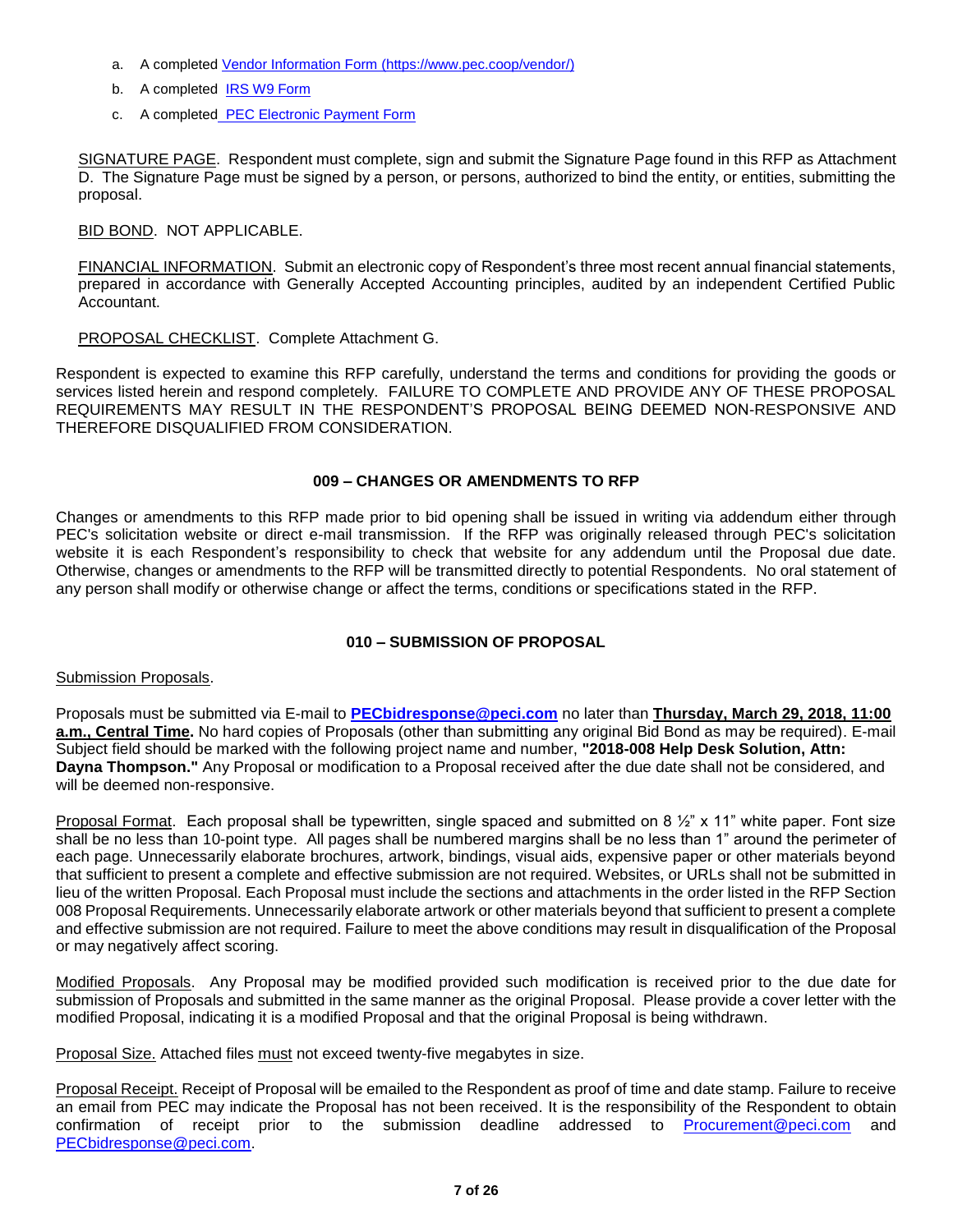a. A completed [Vendor Information Form (https://www.pec.coop/vendor/)](https://www.pec.coop/vendor/)

b. A completed IRS W9 Form

c. A completed PEC Electronic Payment Form

SIGNATURE PAGE. Respondent must complete, sign and submit the Signature Page found in this RFP as Attachment D. The Signature Page must be signed by a person, or persons, authorized to bind the entity, or entities, submitting the proposal.

BID BOND. NOT APPLICABLE.

FINANCIAL INFORMATION. Submit an electronic copy of Respondent's three most recent annual financial statements, prepared in accordance with Generally Accepted Accounting principles, audited by an independent Certified Public Accountant.

PROPOSAL CHECKLIST. Complete Attachment G.

Respondent is expected to examine this RFP carefully, understand the terms and conditions for providing the goods or services listed herein and respond completely. FAILURE TO COMPLETE AND PROVIDE ANY OF THESE PROPOSAL REQUIREMENTS MAY RESULT IN THE RESPONDENT'S PROPOSAL BEING DEEMED NON-RESPONSIVE AND THEREFORE DISQUALIFIED FROM CONSIDERATION.

## 009 – CHANGES OR AMENDMENTS TO RFP

Changes or amendments to this RFP made prior to bid opening shall be issued in writing via addendum either through PEC's solicitation website or direct e-mail transmission. If the RFP was originally released through PEC's solicitation website it is each Respondent's responsibility to check that website for any addendum until the Proposal due date. Otherwise, changes or amendments to the RFP will be transmitted directly to potential Respondents. No oral statement of any person shall modify or otherwise change or affect the terms, conditions or specifications stated in the RFP.

## 010 – SUBMISSION OF PROPOSAL

Submission Proposals.

Proposals must be submitted via E-mail to **PECbidresponse@peci.com** no later than **Thursday, March 29, 2018, 11:00 a.m., Central Time.** No hard copies of Proposals (other than submitting any original Bid Bond as may be required). E-mail Subject field should be marked with the following project name and number, **"2018-008 Help Desk Solution, Attn: Dayna Thompson."** Any Proposal or modification to a Proposal received after the due date shall not be considered, and will be deemed non-responsive.

Proposal Format. Each proposal shall be typewritten, single spaced and submitted on 8 ½" x 11" white paper. Font size shall be no less than 10-point type. All pages shall be numbered margins shall be no less than 1" around the perimeter of each page. Unnecessarily elaborate brochures, artwork, bindings, visual aids, expensive paper or other materials beyond that sufficient to present a complete and effective submission are not required. Websites, or URLs shall not be submitted in lieu of the written Proposal. Each Proposal must include the sections and attachments in the order listed in the RFP Section 008 Proposal Requirements. Unnecessarily elaborate artwork or other materials beyond that sufficient to present a complete and effective submission are not required. Failure to meet the above conditions may result in disqualification of the Proposal or may negatively affect scoring.

Modified Proposals. Any Proposal may be modified provided such modification is received prior to the due date for submission of Proposals and submitted in the same manner as the original Proposal. Please provide a cover letter with the modified Proposal, indicating it is a modified Proposal and that the original Proposal is being withdrawn.

Proposal Size. Attached files must not exceed twenty-five megabytes in size.

Proposal Receipt. Receipt of Proposal will be emailed to the Respondent as proof of time and date stamp. Failure to receive an email from PEC may indicate the Proposal has not been received. It is the responsibility of the Respondent to obtain confirmation of receipt prior to the submission deadline addressed to Procurement@peci.com and PECbidresponse@peci.com.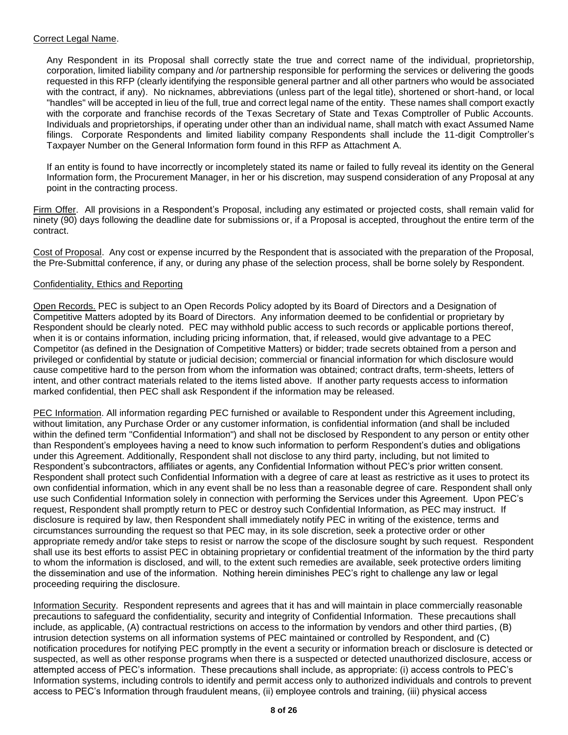Correct Legal Name.

Any Respondent in its Proposal shall correctly state the true and correct name of the individual, proprietorship, corporation, limited liability company and /or partnership responsible for performing the services or delivering the goods requested in this RFP (clearly identifying the responsible general partner and all other partners who would be associated with the contract, if any). No nicknames, abbreviations (unless part of the legal title), shortened or short-hand, or local "handles" will be accepted in lieu of the full, true and correct legal name of the entity. These names shall comport exactly with the corporate and franchise records of the Texas Secretary of State and Texas Comptroller of Public Accounts. Individuals and proprietorships, if operating under other than an individual name, shall match with exact Assumed Name filings. Corporate Respondents and limited liability company Respondents shall include the 11-digit Comptroller's Taxpayer Number on the General Information form found in this RFP as Attachment A.

If an entity is found to have incorrectly or incompletely stated its name or failed to fully reveal its identity on the General Information form, the Procurement Manager, in her or his discretion, may suspend consideration of any Proposal at any point in the contracting process.

Firm Offer. All provisions in a Respondent's Proposal, including any estimated or projected costs, shall remain valid for ninety (90) days following the deadline date for submissions or, if a Proposal is accepted, throughout the entire term of the contract.

Cost of Proposal. Any cost or expense incurred by the Respondent that is associated with the preparation of the Proposal, the Pre-Submittal conference, if any, or during any phase of the selection process, shall be borne solely by Respondent.

Confidentiality, Ethics and Reporting

Open Records. PEC is subject to an Open Records Policy adopted by its Board of Directors and a Designation of Competitive Matters adopted by its Board of Directors. Any information deemed to be confidential or proprietary by Respondent should be clearly noted. PEC may withhold public access to such records or applicable portions thereof, when it is or contains information, including pricing information, that, if released, would give advantage to a PEC Competitor (as defined in the Designation of Competitive Matters) or bidder; trade secrets obtained from a person and privileged or confidential by statute or judicial decision; commercial or financial information for which disclosure would cause competitive hard to the person from whom the information was obtained; contract drafts, term-sheets, letters of intent, and other contract materials related to the items listed above. If another party requests access to information marked confidential, then PEC shall ask Respondent if the information may be released.

PEC Information. All information regarding PEC furnished or available to Respondent under this Agreement including, without limitation, any Purchase Order or any customer information, is confidential information (and shall be included within the defined term "Confidential Information") and shall not be disclosed by Respondent to any person or entity other than Respondent's employees having a need to know such information to perform Respondent's duties and obligations under this Agreement. Additionally, Respondent shall not disclose to any third party, including, but not limited to Respondent's subcontractors, affiliates or agents, any Confidential Information without PEC's prior written consent. Respondent shall protect such Confidential Information with a degree of care at least as restrictive as it uses to protect its own confidential information, which in any event shall be no less than a reasonable degree of care. Respondent shall only use such Confidential Information solely in connection with performing the Services under this Agreement. Upon PEC's request, Respondent shall promptly return to PEC or destroy such Confidential Information, as PEC may instruct. If disclosure is required by law, then Respondent shall immediately notify PEC in writing of the existence, terms and circumstances surrounding the request so that PEC may, in its sole discretion, seek a protective order or other appropriate remedy and/or take steps to resist or narrow the scope of the disclosure sought by such request. Respondent shall use its best efforts to assist PEC in obtaining proprietary or confidential treatment of the information by the third party to whom the information is disclosed, and will, to the extent such remedies are available, seek protective orders limiting the dissemination and use of the information. Nothing herein diminishes PEC's right to challenge any law or legal proceeding requiring the disclosure.

Information Security. Respondent represents and agrees that it has and will maintain in place commercially reasonable precautions to safeguard the confidentiality, security and integrity of Confidential Information. These precautions shall include, as applicable, (A) contractual restrictions on access to the information by vendors and other third parties, (B) intrusion detection systems on all information systems of PEC maintained or controlled by Respondent, and (C) notification procedures for notifying PEC promptly in the event a security or information breach or disclosure is detected or suspected, as well as other response programs when there is a suspected or detected unauthorized disclosure, access or attempted access of PEC's information. These precautions shall include, as appropriate: (i) access controls to PEC's Information systems, including controls to identify and permit access only to authorized individuals and controls to prevent access to PEC's Information through fraudulent means, (ii) employee controls and training, (iii) physical access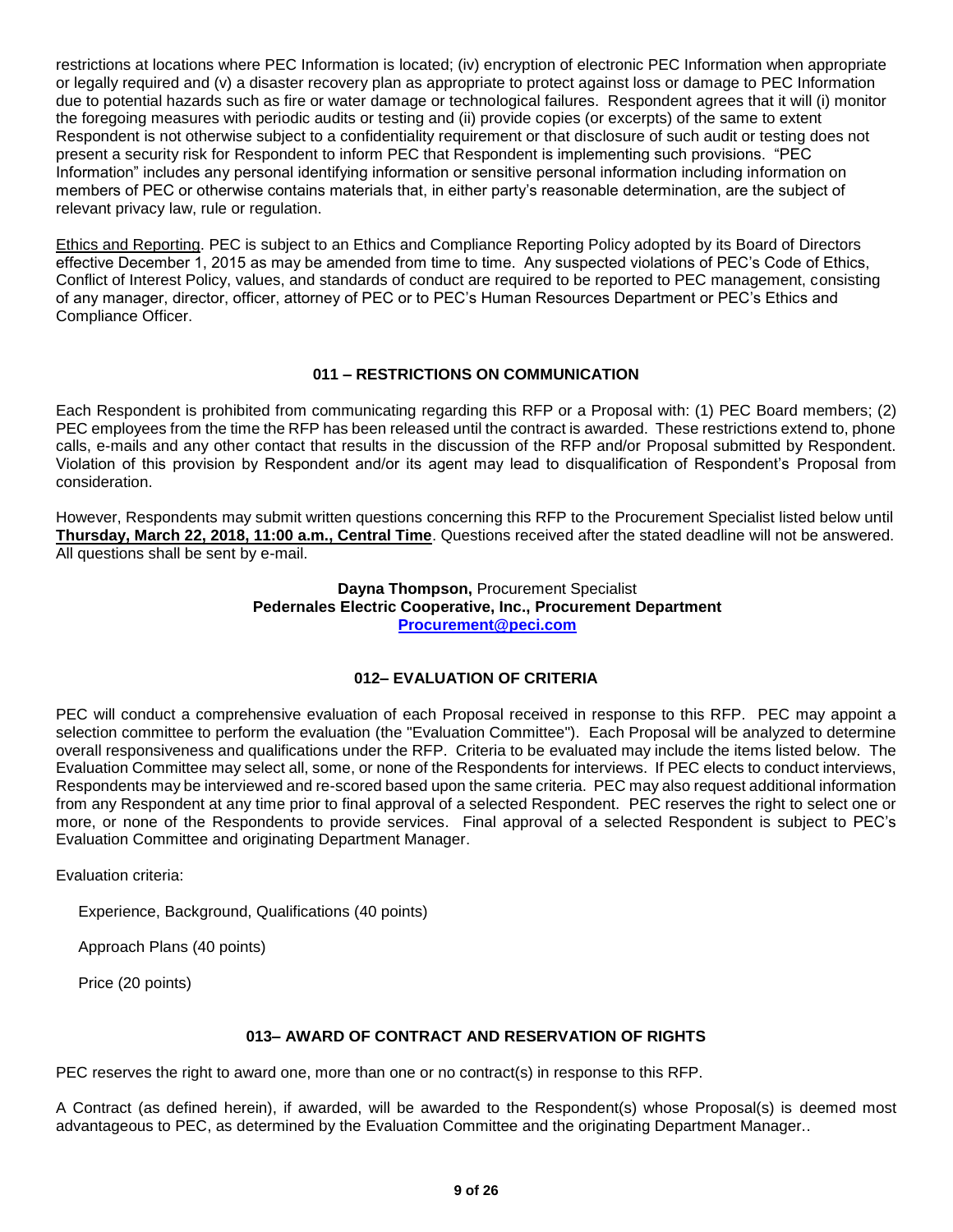restrictions at locations where PEC Information is located; (iv) encryption of electronic PEC Information when appropriate or legally required and (v) a disaster recovery plan as appropriate to protect against loss or damage to PEC Information due to potential hazards such as fire or water damage or technological failures. Respondent agrees that it will (i) monitor the foregoing measures with periodic audits or testing and (ii) provide copies (or excerpts) of the same to extent Respondent is not otherwise subject to a confidentiality requirement or that disclosure of such audit or testing does not present a security risk for Respondent to inform PEC that Respondent is implementing such provisions. "PEC Information" includes any personal identifying information or sensitive personal information including information on members of PEC or otherwise contains materials that, in either party's reasonable determination, are the subject of relevant privacy law, rule or regulation.

Ethics and Reporting. PEC is subject to an Ethics and Compliance Reporting Policy adopted by its Board of Directors effective December 1, 2015 as may be amended from time to time. Any suspected violations of PEC's Code of Ethics, Conflict of Interest Policy, values, and standards of conduct are required to be reported to PEC management, consisting of any manager, director, officer, attorney of PEC or to PEC's Human Resources Department or PEC's Ethics and Compliance Officer.

## 011 – RESTRICTIONS ON COMMUNICATION

Each Respondent is prohibited from communicating regarding this RFP or a Proposal with: (1) PEC Board members; (2) PEC employees from the time the RFP has been released until the contract is awarded. These restrictions extend to, phone calls, e-mails and any other contact that results in the discussion of the RFP and/or Proposal submitted by Respondent. Violation of this provision by Respondent and/or its agent may lead to disqualification of Respondent's Proposal from consideration.

However, Respondents may submit written questions concerning this RFP to the Procurement Specialist listed below until **Thursday, March 22, 2018, 11:00 a.m., Central Time**. Questions received after the stated deadline will not be answered. All questions shall be sent by e-mail.

**Dayna Thompson,** Procurement Specialist
**Pedernales Electric Cooperative, Inc., Procurement Department**
**Procurement@peci.com**

## 012– EVALUATION OF CRITERIA

PEC will conduct a comprehensive evaluation of each Proposal received in response to this RFP. PEC may appoint a selection committee to perform the evaluation (the "Evaluation Committee"). Each Proposal will be analyzed to determine overall responsiveness and qualifications under the RFP. Criteria to be evaluated may include the items listed below. The Evaluation Committee may select all, some, or none of the Respondents for interviews. If PEC elects to conduct interviews, Respondents may be interviewed and re-scored based upon the same criteria. PEC may also request additional information from any Respondent at any time prior to final approval of a selected Respondent. PEC reserves the right to select one or more, or none of the Respondents to provide services. Final approval of a selected Respondent is subject to PEC's Evaluation Committee and originating Department Manager.

Evaluation criteria:

Experience, Background, Qualifications (40 points)

Approach Plans (40 points)

Price (20 points)

## 013– AWARD OF CONTRACT AND RESERVATION OF RIGHTS

PEC reserves the right to award one, more than one or no contract(s) in response to this RFP.

A Contract (as defined herein), if awarded, will be awarded to the Respondent(s) whose Proposal(s) is deemed most advantageous to PEC, as determined by the Evaluation Committee and the originating Department Manager..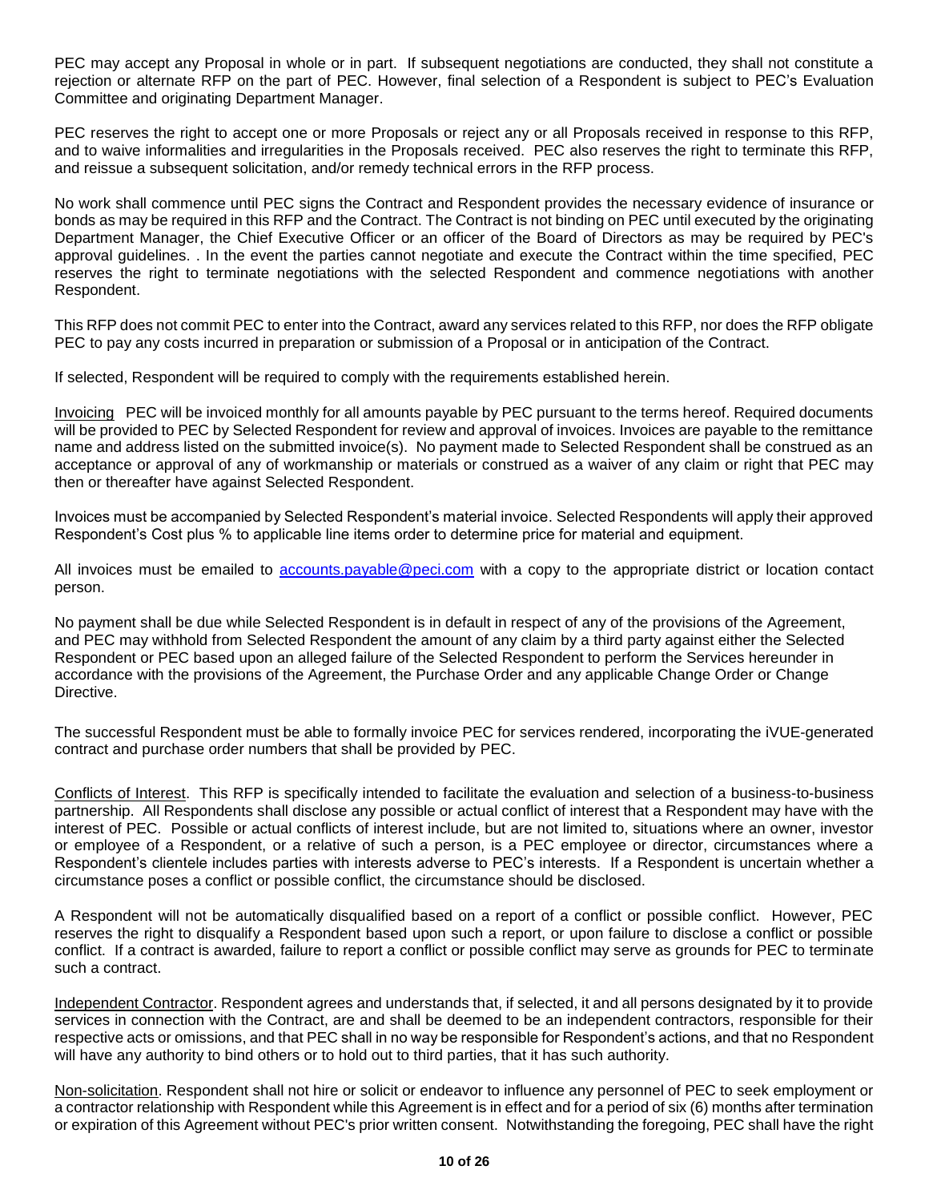PEC may accept any Proposal in whole or in part. If subsequent negotiations are conducted, they shall not constitute a rejection or alternate RFP on the part of PEC. However, final selection of a Respondent is subject to PEC's Evaluation Committee and originating Department Manager.

PEC reserves the right to accept one or more Proposals or reject any or all Proposals received in response to this RFP, and to waive informalities and irregularities in the Proposals received. PEC also reserves the right to terminate this RFP, and reissue a subsequent solicitation, and/or remedy technical errors in the RFP process.

No work shall commence until PEC signs the Contract and Respondent provides the necessary evidence of insurance or bonds as may be required in this RFP and the Contract. The Contract is not binding on PEC until executed by the originating Department Manager, the Chief Executive Officer or an officer of the Board of Directors as may be required by PEC's approval guidelines. . In the event the parties cannot negotiate and execute the Contract within the time specified, PEC reserves the right to terminate negotiations with the selected Respondent and commence negotiations with another Respondent.

This RFP does not commit PEC to enter into the Contract, award any services related to this RFP, nor does the RFP obligate PEC to pay any costs incurred in preparation or submission of a Proposal or in anticipation of the Contract.

If selected, Respondent will be required to comply with the requirements established herein.

<u>Invoicing</u> PEC will be invoiced monthly for all amounts payable by PEC pursuant to the terms hereof. Required documents will be provided to PEC by Selected Respondent for review and approval of invoices. Invoices are payable to the remittance name and address listed on the submitted invoice(s). No payment made to Selected Respondent shall be construed as an acceptance or approval of any of workmanship or materials or construed as a waiver of any claim or right that PEC may then or thereafter have against Selected Respondent.

Invoices must be accompanied by Selected Respondent's material invoice. Selected Respondents will apply their approved Respondent's Cost plus % to applicable line items order to determine price for material and equipment.

All invoices must be emailed to accounts.payable@peci.com with a copy to the appropriate district or location contact person.

No payment shall be due while Selected Respondent is in default in respect of any of the provisions of the Agreement, and PEC may withhold from Selected Respondent the amount of any claim by a third party against either the Selected Respondent or PEC based upon an alleged failure of the Selected Respondent to perform the Services hereunder in accordance with the provisions of the Agreement, the Purchase Order and any applicable Change Order or Change Directive.

The successful Respondent must be able to formally invoice PEC for services rendered, incorporating the iVUE-generated contract and purchase order numbers that shall be provided by PEC.

<u>Conflicts of Interest</u>. This RFP is specifically intended to facilitate the evaluation and selection of a business-to-business partnership. All Respondents shall disclose any possible or actual conflict of interest that a Respondent may have with the interest of PEC. Possible or actual conflicts of interest include, but are not limited to, situations where an owner, investor or employee of a Respondent, or a relative of such a person, is a PEC employee or director, circumstances where a Respondent's clientele includes parties with interests adverse to PEC's interests. If a Respondent is uncertain whether a circumstance poses a conflict or possible conflict, the circumstance should be disclosed.

A Respondent will not be automatically disqualified based on a report of a conflict or possible conflict. However, PEC reserves the right to disqualify a Respondent based upon such a report, or upon failure to disclose a conflict or possible conflict. If a contract is awarded, failure to report a conflict or possible conflict may serve as grounds for PEC to terminate such a contract.

<u>Independent Contractor</u>. Respondent agrees and understands that, if selected, it and all persons designated by it to provide services in connection with the Contract, are and shall be deemed to be an independent contractors, responsible for their respective acts or omissions, and that PEC shall in no way be responsible for Respondent's actions, and that no Respondent will have any authority to bind others or to hold out to third parties, that it has such authority.

<u>Non-solicitation</u>. Respondent shall not hire or solicit or endeavor to influence any personnel of PEC to seek employment or a contractor relationship with Respondent while this Agreement is in effect and for a period of six (6) months after termination or expiration of this Agreement without PEC's prior written consent. Notwithstanding the foregoing, PEC shall have the right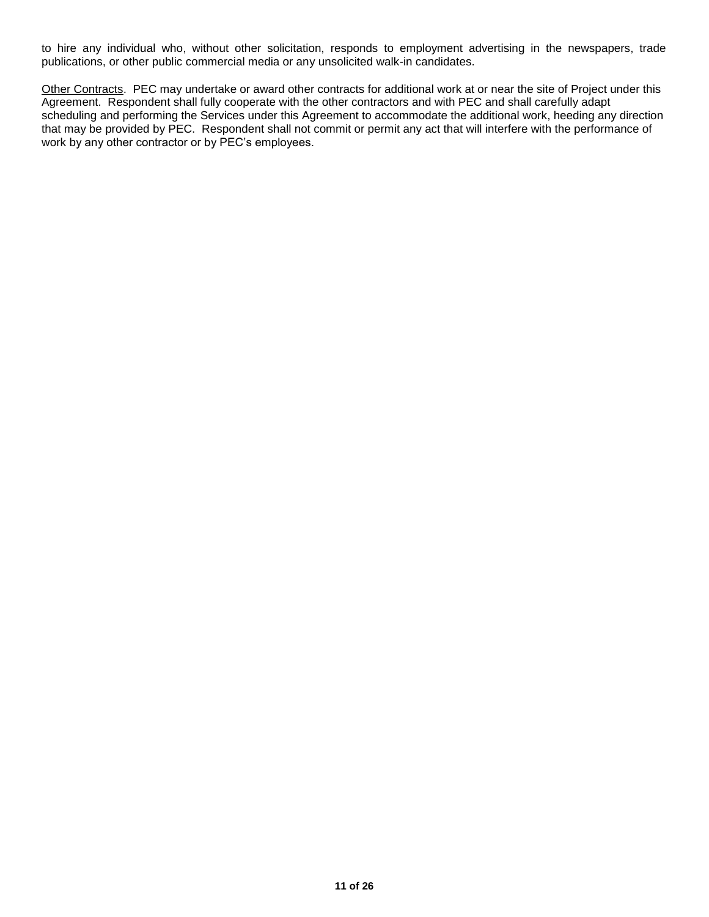to hire any individual who, without other solicitation, responds to employment advertising in the newspapers, trade publications, or other public commercial media or any unsolicited walk-in candidates.

Other Contracts. PEC may undertake or award other contracts for additional work at or near the site of Project under this Agreement. Respondent shall fully cooperate with the other contractors and with PEC and shall carefully adapt scheduling and performing the Services under this Agreement to accommodate the additional work, heeding any direction that may be provided by PEC. Respondent shall not commit or permit any act that will interfere with the performance of work by any other contractor or by PEC's employees.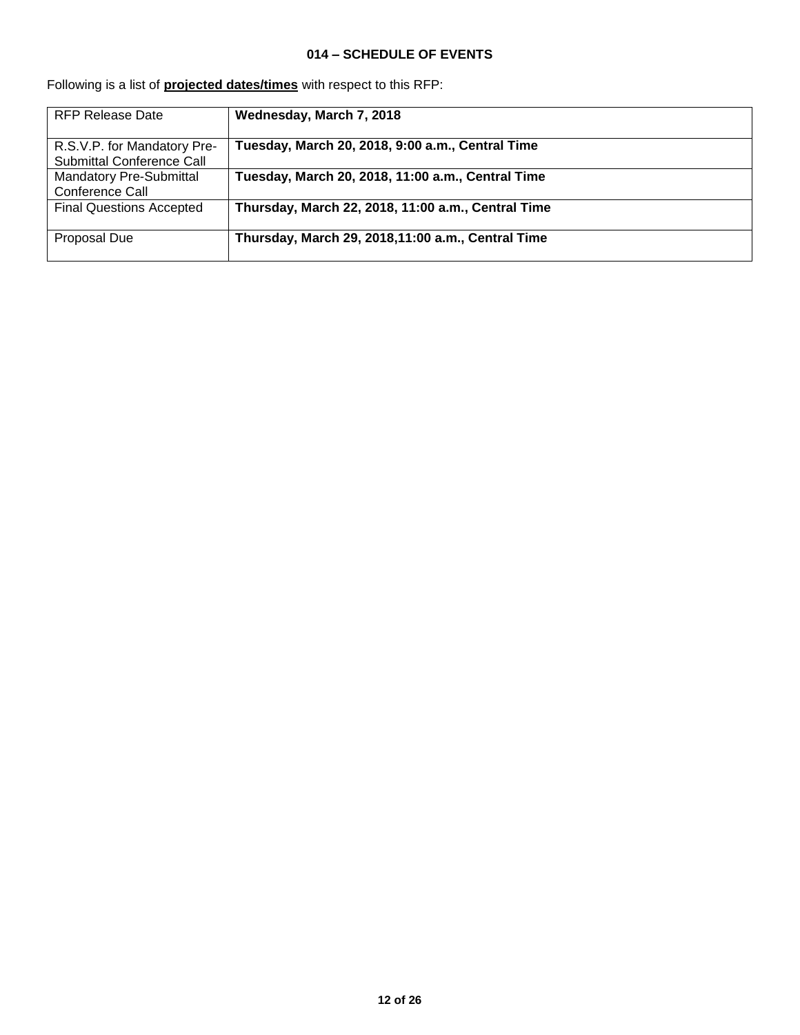**014 – SCHEDULE OF EVENTS**

Following is a list of **projected dates/times** with respect to this RFP:

| | |
|---|---|
| RFP Release Date | **Wednesday, March 7, 2018** |
| R.S.V.P. for Mandatory Pre-Submittal Conference Call | **Tuesday, March 20, 2018, 9:00 a.m., Central Time** |
| Mandatory Pre-Submittal Conference Call | **Tuesday, March 20, 2018, 11:00 a.m., Central Time** |
| Final Questions Accepted | **Thursday, March 22, 2018, 11:00 a.m., Central Time** |
| Proposal Due | **Thursday, March 29, 2018,11:00 a.m., Central Time** |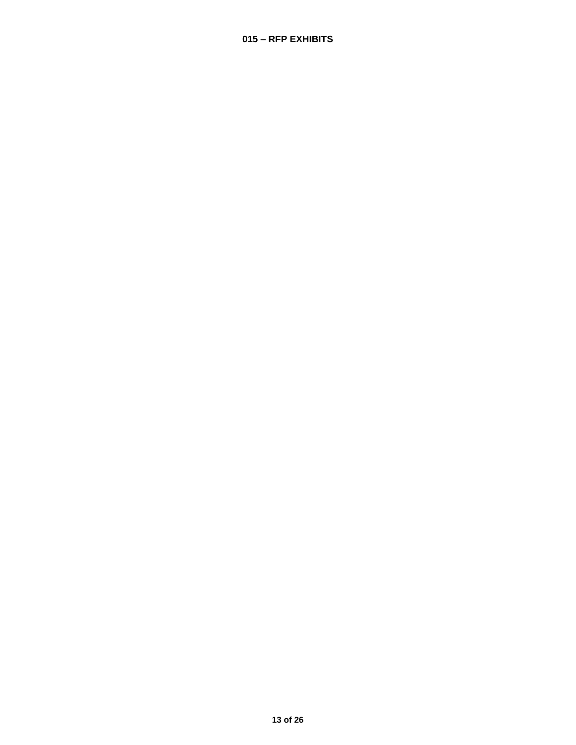# 015 – RFP EXHIBITS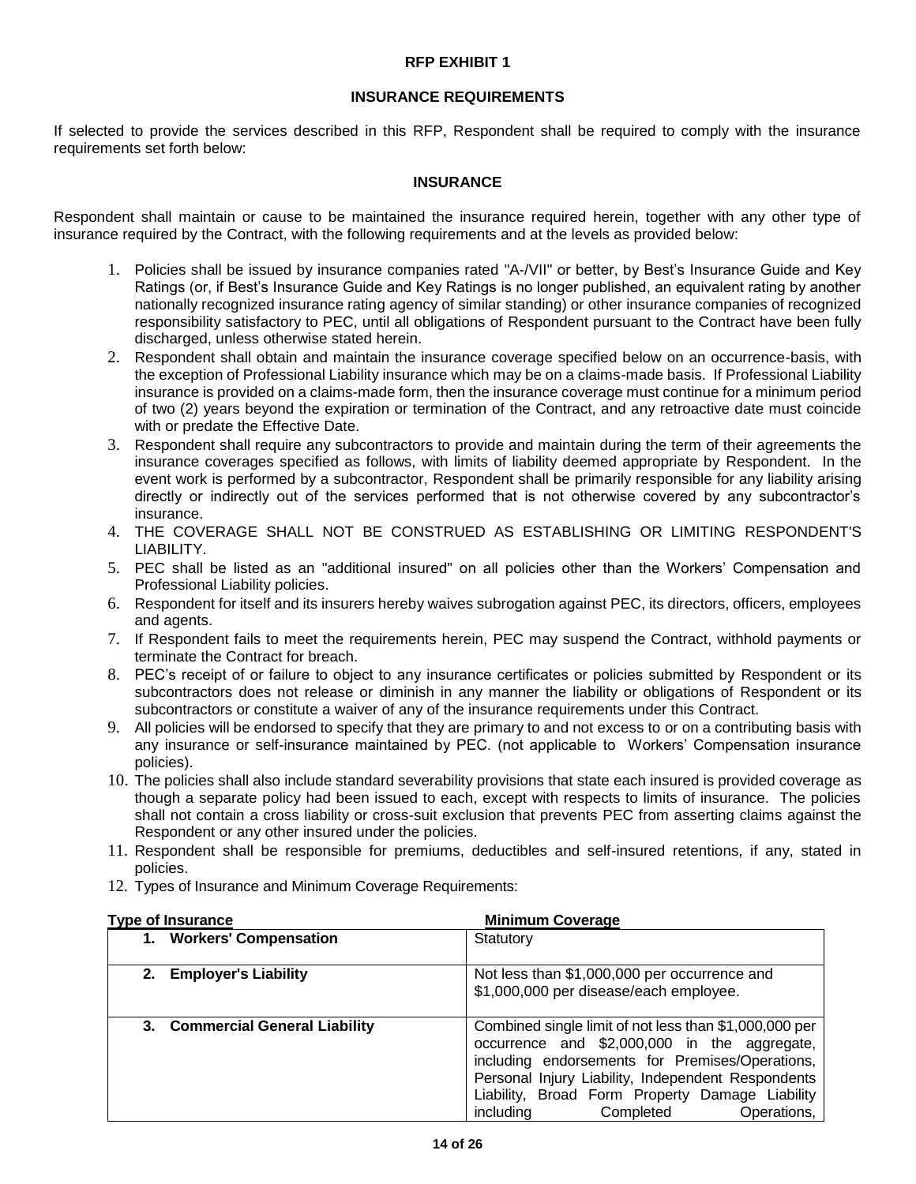# RFP EXHIBIT 1

## INSURANCE REQUIREMENTS

If selected to provide the services described in this RFP, Respondent shall be required to comply with the insurance requirements set forth below:

## INSURANCE

Respondent shall maintain or cause to be maintained the insurance required herein, together with any other type of insurance required by the Contract, with the following requirements and at the levels as provided below:

1. Policies shall be issued by insurance companies rated "A-/VII" or better, by Best's Insurance Guide and Key Ratings (or, if Best's Insurance Guide and Key Ratings is no longer published, an equivalent rating by another nationally recognized insurance rating agency of similar standing) or other insurance companies of recognized responsibility satisfactory to PEC, until all obligations of Respondent pursuant to the Contract have been fully discharged, unless otherwise stated herein.
2. Respondent shall obtain and maintain the insurance coverage specified below on an occurrence-basis, with the exception of Professional Liability insurance which may be on a claims-made basis. If Professional Liability insurance is provided on a claims-made form, then the insurance coverage must continue for a minimum period of two (2) years beyond the expiration or termination of the Contract, and any retroactive date must coincide with or predate the Effective Date.
3. Respondent shall require any subcontractors to provide and maintain during the term of their agreements the insurance coverages specified as follows, with limits of liability deemed appropriate by Respondent. In the event work is performed by a subcontractor, Respondent shall be primarily responsible for any liability arising directly or indirectly out of the services performed that is not otherwise covered by any subcontractor's insurance.
4. THE COVERAGE SHALL NOT BE CONSTRUED AS ESTABLISHING OR LIMITING RESPONDENT'S LIABILITY.
5. PEC shall be listed as an "additional insured" on all policies other than the Workers' Compensation and Professional Liability policies.
6. Respondent for itself and its insurers hereby waives subrogation against PEC, its directors, officers, employees and agents.
7. If Respondent fails to meet the requirements herein, PEC may suspend the Contract, withhold payments or terminate the Contract for breach.
8. PEC's receipt of or failure to object to any insurance certificates or policies submitted by Respondent or its subcontractors does not release or diminish in any manner the liability or obligations of Respondent or its subcontractors or constitute a waiver of any of the insurance requirements under this Contract.
9. All policies will be endorsed to specify that they are primary to and not excess to or on a contributing basis with any insurance or self-insurance maintained by PEC. (not applicable to Workers' Compensation insurance policies).
10. The policies shall also include standard severability provisions that state each insured is provided coverage as though a separate policy had been issued to each, except with respects to limits of insurance. The policies shall not contain a cross liability or cross-suit exclusion that prevents PEC from asserting claims against the Respondent or any other insured under the policies.
11. Respondent shall be responsible for premiums, deductibles and self-insured retentions, if any, stated in policies.
12. Types of Insurance and Minimum Coverage Requirements:

| Type of Insurance | Minimum Coverage |
|---|---|
| **1. Workers' Compensation** | Statutory |
| **2. Employer's Liability** | Not less than $1,000,000 per occurrence and $1,000,000 per disease/each employee. |
| **3. Commercial General Liability** | Combined single limit of not less than $1,000,000 per occurrence and $2,000,000 in the aggregate, including endorsements for Premises/Operations, Personal Injury Liability, Independent Respondents Liability, Broad Form Property Damage Liability including Completed Operations, |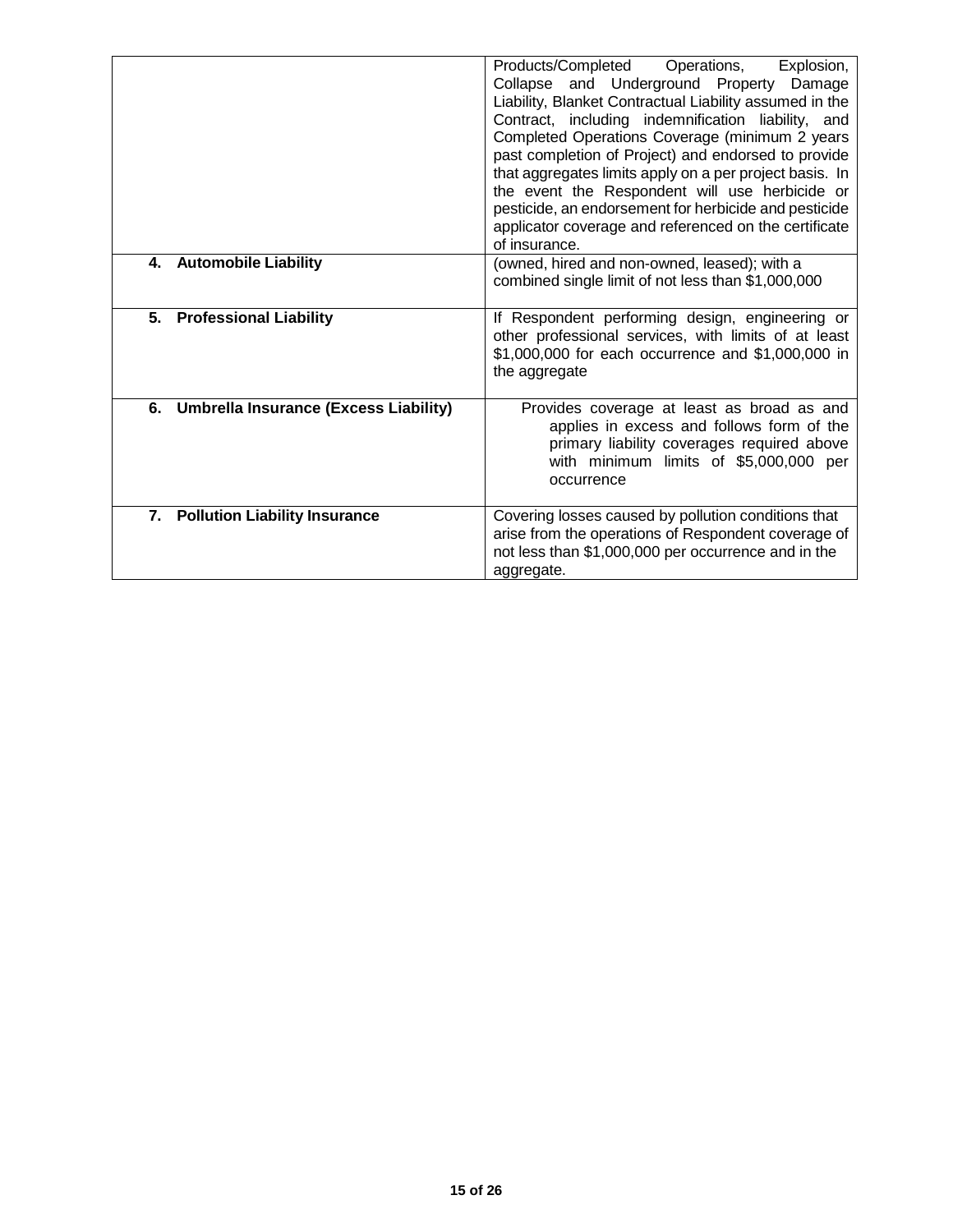| | |
|---|---|
| | Products/Completed Operations, Explosion, Collapse and Underground Property Damage Liability, Blanket Contractual Liability assumed in the Contract, including indemnification liability, and Completed Operations Coverage (minimum 2 years past completion of Project) and endorsed to provide that aggregates limits apply on a per project basis. In the event the Respondent will use herbicide or pesticide, an endorsement for herbicide and pesticide applicator coverage and referenced on the certificate of insurance. |
| **4. Automobile Liability** | (owned, hired and non-owned, leased); with a combined single limit of not less than $1,000,000 |
| **5. Professional Liability** | If Respondent performing design, engineering or other professional services, with limits of at least $1,000,000 for each occurrence and $1,000,000 in the aggregate |
| **6. Umbrella Insurance (Excess Liability)** | Provides coverage at least as broad as and applies in excess and follows form of the primary liability coverages required above with minimum limits of $5,000,000 per occurrence |
| **7. Pollution Liability Insurance** | Covering losses caused by pollution conditions that arise from the operations of Respondent coverage of not less than $1,000,000 per occurrence and in the aggregate. |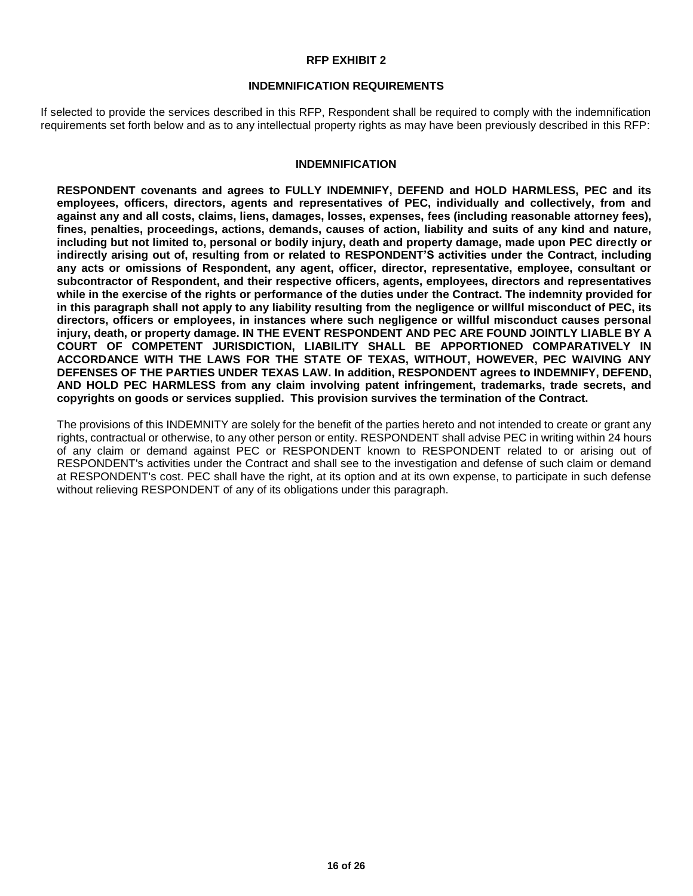## RFP EXHIBIT 2

## INDEMNIFICATION REQUIREMENTS

If selected to provide the services described in this RFP, Respondent shall be required to comply with the indemnification requirements set forth below and as to any intellectual property rights as may have been previously described in this RFP:

### INDEMNIFICATION

**RESPONDENT covenants and agrees to FULLY INDEMNIFY, DEFEND and HOLD HARMLESS, PEC and its employees, officers, directors, agents and representatives of PEC, individually and collectively, from and against any and all costs, claims, liens, damages, losses, expenses, fees (including reasonable attorney fees), fines, penalties, proceedings, actions, demands, causes of action, liability and suits of any kind and nature, including but not limited to, personal or bodily injury, death and property damage, made upon PEC directly or indirectly arising out of, resulting from or related to RESPONDENT'S activities under the Contract, including any acts or omissions of Respondent, any agent, officer, director, representative, employee, consultant or subcontractor of Respondent, and their respective officers, agents, employees, directors and representatives while in the exercise of the rights or performance of the duties under the Contract. The indemnity provided for in this paragraph shall not apply to any liability resulting from the negligence or willful misconduct of PEC, its directors, officers or employees, in instances where such negligence or willful misconduct causes personal injury, death, or property damage. IN THE EVENT RESPONDENT AND PEC ARE FOUND JOINTLY LIABLE BY A COURT OF COMPETENT JURISDICTION, LIABILITY SHALL BE APPORTIONED COMPARATIVELY IN ACCORDANCE WITH THE LAWS FOR THE STATE OF TEXAS, WITHOUT, HOWEVER, PEC WAIVING ANY DEFENSES OF THE PARTIES UNDER TEXAS LAW. In addition, RESPONDENT agrees to INDEMNIFY, DEFEND, AND HOLD PEC HARMLESS from any claim involving patent infringement, trademarks, trade secrets, and copyrights on goods or services supplied. This provision survives the termination of the Contract.**

The provisions of this INDEMNITY are solely for the benefit of the parties hereto and not intended to create or grant any rights, contractual or otherwise, to any other person or entity. RESPONDENT shall advise PEC in writing within 24 hours of any claim or demand against PEC or RESPONDENT known to RESPONDENT related to or arising out of RESPONDENT's activities under the Contract and shall see to the investigation and defense of such claim or demand at RESPONDENT's cost. PEC shall have the right, at its option and at its own expense, to participate in such defense without relieving RESPONDENT of any of its obligations under this paragraph.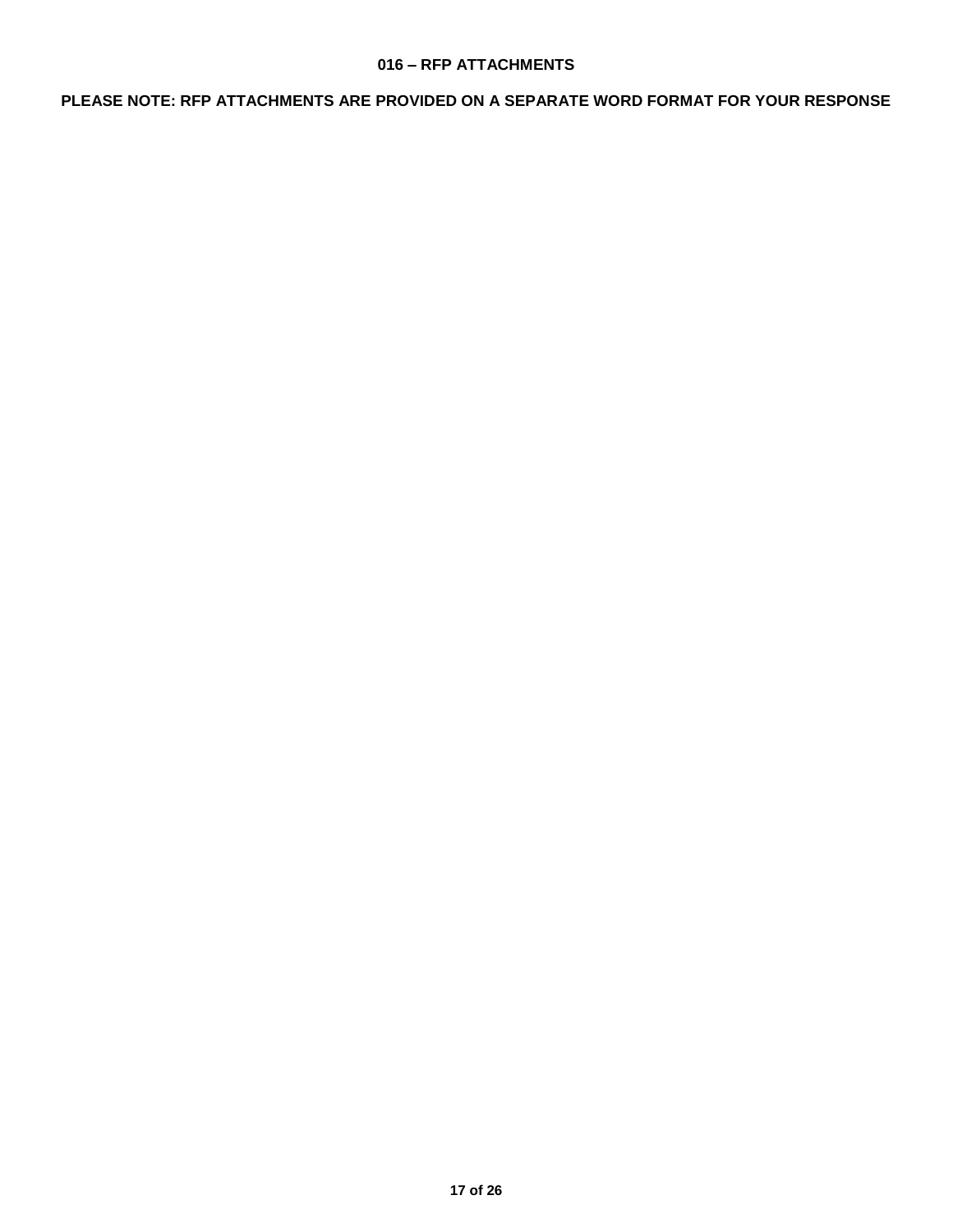## 016 – RFP ATTACHMENTS

**PLEASE NOTE: RFP ATTACHMENTS ARE PROVIDED ON A SEPARATE WORD FORMAT FOR YOUR RESPONSE**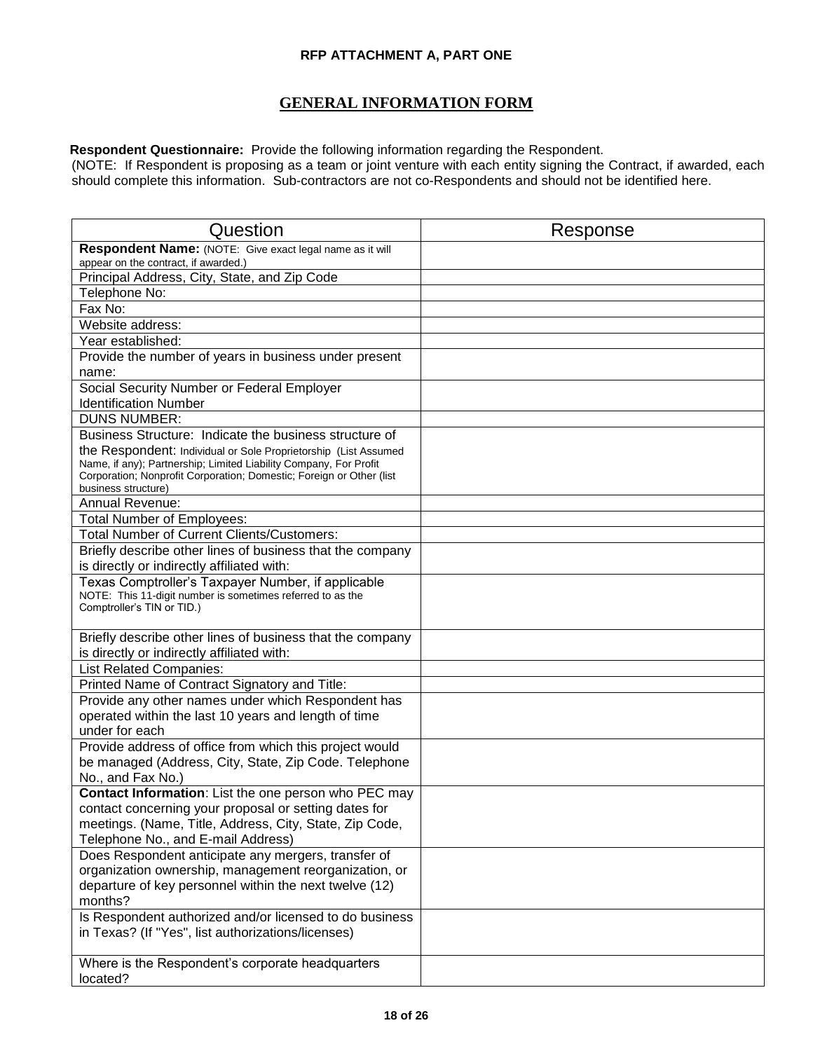**RFP ATTACHMENT A, PART ONE**

## GENERAL INFORMATION FORM

**Respondent Questionnaire:** Provide the following information regarding the Respondent.
(NOTE: If Respondent is proposing as a team or joint venture with each entity signing the Contract, if awarded, each should complete this information. Sub-contractors are not co-Respondents and should not be identified here.

| Question | Response |
|---|---|
| **Respondent Name:** (NOTE: Give exact legal name as it will appear on the contract, if awarded.) | |
| Principal Address, City, State, and Zip Code | |
| Telephone No: | |
| Fax No: | |
| Website address: | |
| Year established: | |
| Provide the number of years in business under present name: | |
| Social Security Number or Federal Employer Identification Number | |
| DUNS NUMBER: | |
| Business Structure: Indicate the business structure of the Respondent: Individual or Sole Proprietorship (List Assumed Name, if any); Partnership; Limited Liability Company, For Profit Corporation; Nonprofit Corporation; Domestic; Foreign or Other (list business structure) | |
| Annual Revenue: | |
| Total Number of Employees: | |
| Total Number of Current Clients/Customers: | |
| Briefly describe other lines of business that the company is directly or indirectly affiliated with: | |
| Texas Comptroller's Taxpayer Number, if applicable NOTE: This 11-digit number is sometimes referred to as the Comptroller's TIN or TID.) | |
| Briefly describe other lines of business that the company is directly or indirectly affiliated with: | |
| List Related Companies: | |
| Printed Name of Contract Signatory and Title: | |
| Provide any other names under which Respondent has operated within the last 10 years and length of time under for each | |
| Provide address of office from which this project would be managed (Address, City, State, Zip Code. Telephone No., and Fax No.) | |
| **Contact Information**: List the one person who PEC may contact concerning your proposal or setting dates for meetings. (Name, Title, Address, City, State, Zip Code, Telephone No., and E-mail Address) | |
| Does Respondent anticipate any mergers, transfer of organization ownership, management reorganization, or departure of key personnel within the next twelve (12) months? | |
| Is Respondent authorized and/or licensed to do business in Texas? (If "Yes", list authorizations/licenses) | |
| Where is the Respondent's corporate headquarters located? | |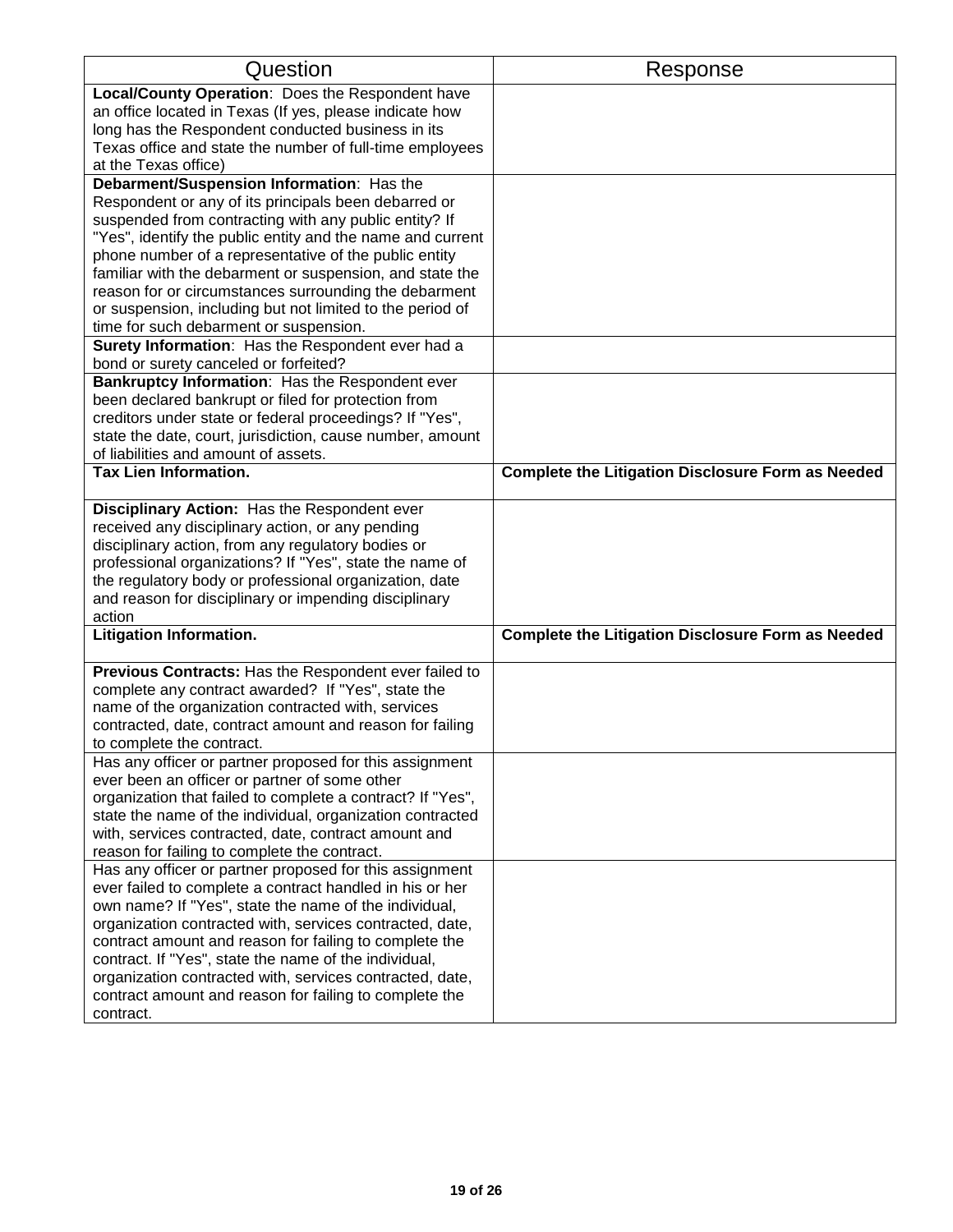| Question | Response |
|---|---|
| **Local/County Operation**: Does the Respondent have an office located in Texas (If yes, please indicate how long has the Respondent conducted business in its Texas office and state the number of full-time employees at the Texas office) | |
| **Debarment/Suspension Information**: Has the Respondent or any of its principals been debarred or suspended from contracting with any public entity? If "Yes", identify the public entity and the name and current phone number of a representative of the public entity familiar with the debarment or suspension, and state the reason for or circumstances surrounding the debarment or suspension, including but not limited to the period of time for such debarment or suspension. | |
| **Surety Information**: Has the Respondent ever had a bond or surety canceled or forfeited? | |
| **Bankruptcy Information**: Has the Respondent ever been declared bankrupt or filed for protection from creditors under state or federal proceedings? If "Yes", state the date, court, jurisdiction, cause number, amount of liabilities and amount of assets. | |
| **Tax Lien Information.** | **Complete the Litigation Disclosure Form as Needed** |
| **Disciplinary Action:** Has the Respondent ever received any disciplinary action, or any pending disciplinary action, from any regulatory bodies or professional organizations? If "Yes", state the name of the regulatory body or professional organization, date and reason for disciplinary or impending disciplinary action | |
| **Litigation Information.** | **Complete the Litigation Disclosure Form as Needed** |
| **Previous Contracts:** Has the Respondent ever failed to complete any contract awarded? If "Yes", state the name of the organization contracted with, services contracted, date, contract amount and reason for failing to complete the contract. | |
| Has any officer or partner proposed for this assignment ever been an officer or partner of some other organization that failed to complete a contract? If "Yes", state the name of the individual, organization contracted with, services contracted, date, contract amount and reason for failing to complete the contract. | |
| Has any officer or partner proposed for this assignment ever failed to complete a contract handled in his or her own name? If "Yes", state the name of the individual, organization contracted with, services contracted, date, contract amount and reason for failing to complete the contract. If "Yes", state the name of the individual, organization contracted with, services contracted, date, contract amount and reason for failing to complete the contract. | |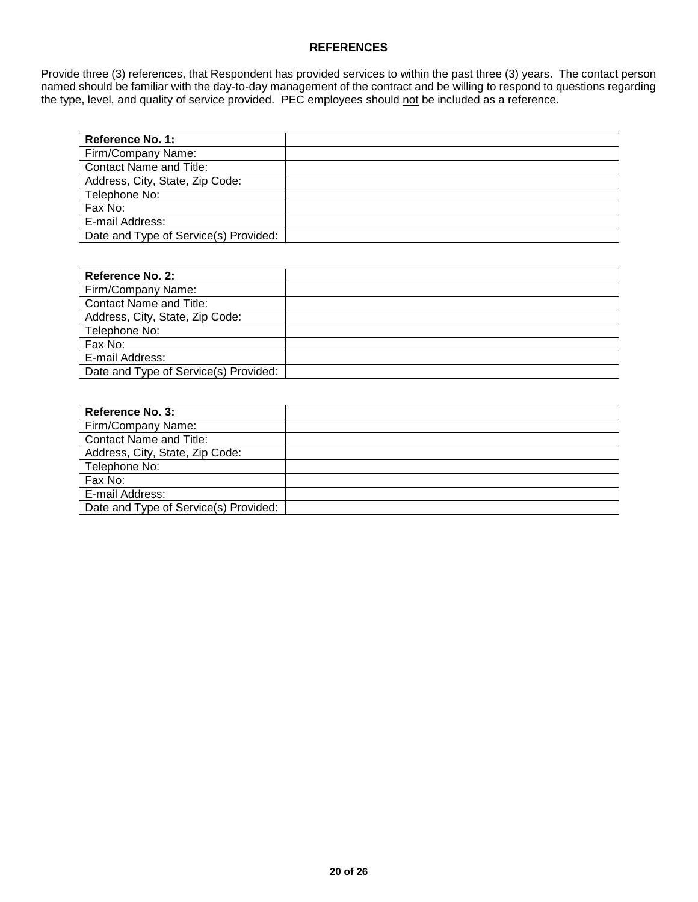## REFERENCES

Provide three (3) references, that Respondent has provided services to within the past three (3) years. The contact person named should be familiar with the day-to-day management of the contract and be willing to respond to questions regarding the type, level, and quality of service provided. PEC employees should <u>not</u> be included as a reference.

| **Reference No. 1:** | |
|---|---|
| Firm/Company Name: | |
| Contact Name and Title: | |
| Address, City, State, Zip Code: | |
| Telephone No: | |
| Fax No: | |
| E-mail Address: | |
| Date and Type of Service(s) Provided: | |

| **Reference No. 2:** | |
|---|---|
| Firm/Company Name: | |
| Contact Name and Title: | |
| Address, City, State, Zip Code: | |
| Telephone No: | |
| Fax No: | |
| E-mail Address: | |
| Date and Type of Service(s) Provided: | |

| **Reference No. 3:** | |
|---|---|
| Firm/Company Name: | |
| Contact Name and Title: | |
| Address, City, State, Zip Code: | |
| Telephone No: | |
| Fax No: | |
| E-mail Address: | |
| Date and Type of Service(s) Provided: | |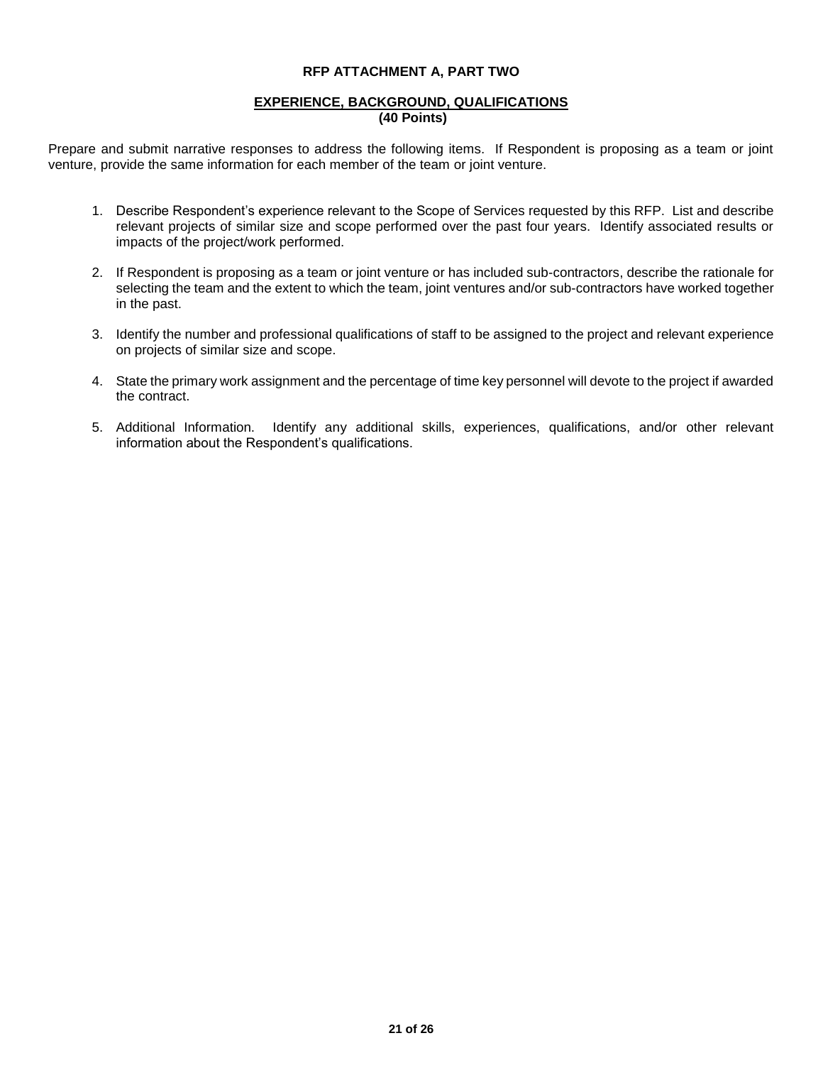# RFP ATTACHMENT A, PART TWO

## EXPERIENCE, BACKGROUND, QUALIFICATIONS
**(40 Points)**

Prepare and submit narrative responses to address the following items. If Respondent is proposing as a team or joint venture, provide the same information for each member of the team or joint venture.

1. Describe Respondent's experience relevant to the Scope of Services requested by this RFP. List and describe relevant projects of similar size and scope performed over the past four years. Identify associated results or impacts of the project/work performed.

2. If Respondent is proposing as a team or joint venture or has included sub-contractors, describe the rationale for selecting the team and the extent to which the team, joint ventures and/or sub-contractors have worked together in the past.

3. Identify the number and professional qualifications of staff to be assigned to the project and relevant experience on projects of similar size and scope.

4. State the primary work assignment and the percentage of time key personnel will devote to the project if awarded the contract.

5. Additional Information. Identify any additional skills, experiences, qualifications, and/or other relevant information about the Respondent's qualifications.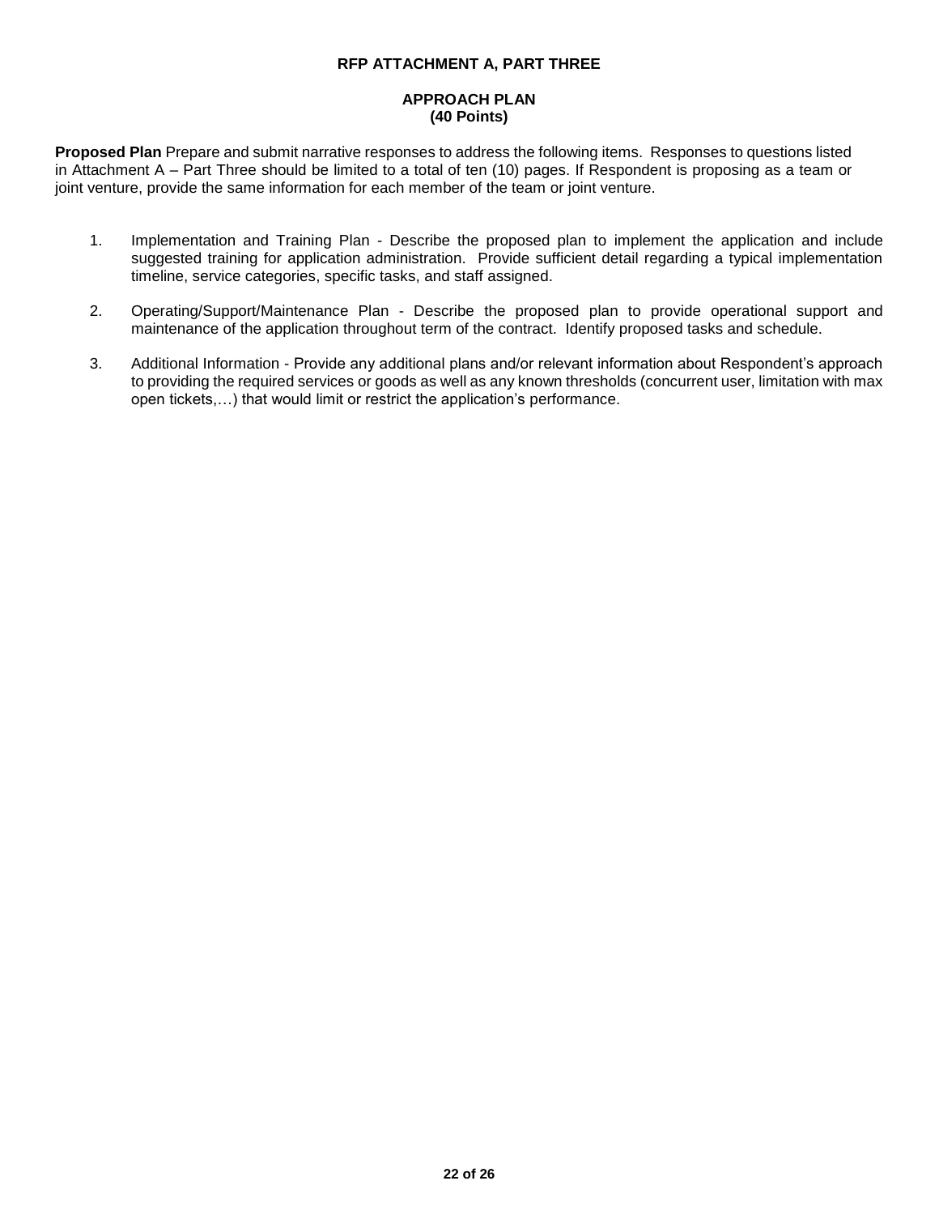# RFP ATTACHMENT A, PART THREE

## APPROACH PLAN
## (40 Points)

**Proposed Plan** Prepare and submit narrative responses to address the following items. Responses to questions listed in Attachment A – Part Three should be limited to a total of ten (10) pages. If Respondent is proposing as a team or joint venture, provide the same information for each member of the team or joint venture.

1. Implementation and Training Plan - Describe the proposed plan to implement the application and include suggested training for application administration. Provide sufficient detail regarding a typical implementation timeline, service categories, specific tasks, and staff assigned.

2. Operating/Support/Maintenance Plan - Describe the proposed plan to provide operational support and maintenance of the application throughout term of the contract. Identify proposed tasks and schedule.

3. Additional Information - Provide any additional plans and/or relevant information about Respondent's approach to providing the required services or goods as well as any known thresholds (concurrent user, limitation with max open tickets,…) that would limit or restrict the application's performance.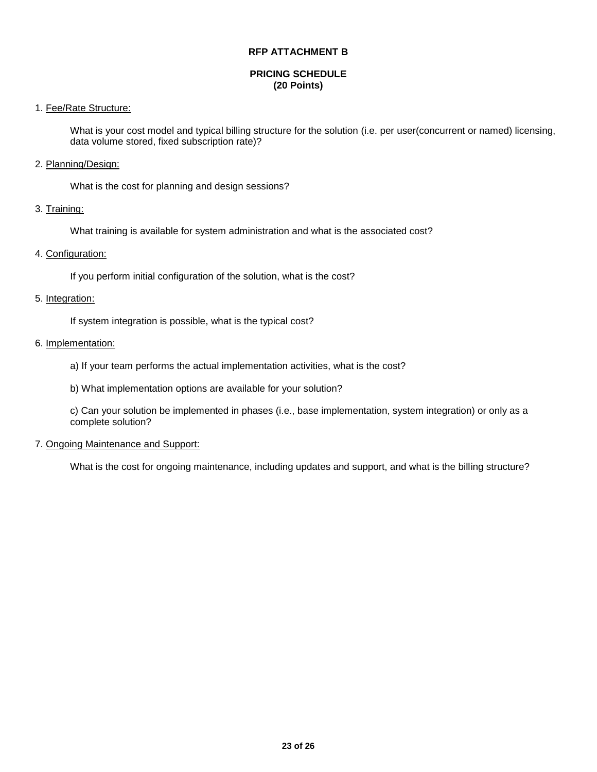# RFP ATTACHMENT B

## PRICING SCHEDULE
## (20 Points)

1. Fee/Rate Structure:

   What is your cost model and typical billing structure for the solution (i.e. per user(concurrent or named) licensing, data volume stored, fixed subscription rate)?

2. Planning/Design:

   What is the cost for planning and design sessions?

3. Training:

   What training is available for system administration and what is the associated cost?

4. Configuration:

   If you perform initial configuration of the solution, what is the cost?

5. Integration:

   If system integration is possible, what is the typical cost?

6. Implementation:

   a) If your team performs the actual implementation activities, what is the cost?

   b) What implementation options are available for your solution?

   c) Can your solution be implemented in phases (i.e., base implementation, system integration) or only as a complete solution?

7. Ongoing Maintenance and Support:

   What is the cost for ongoing maintenance, including updates and support, and what is the billing structure?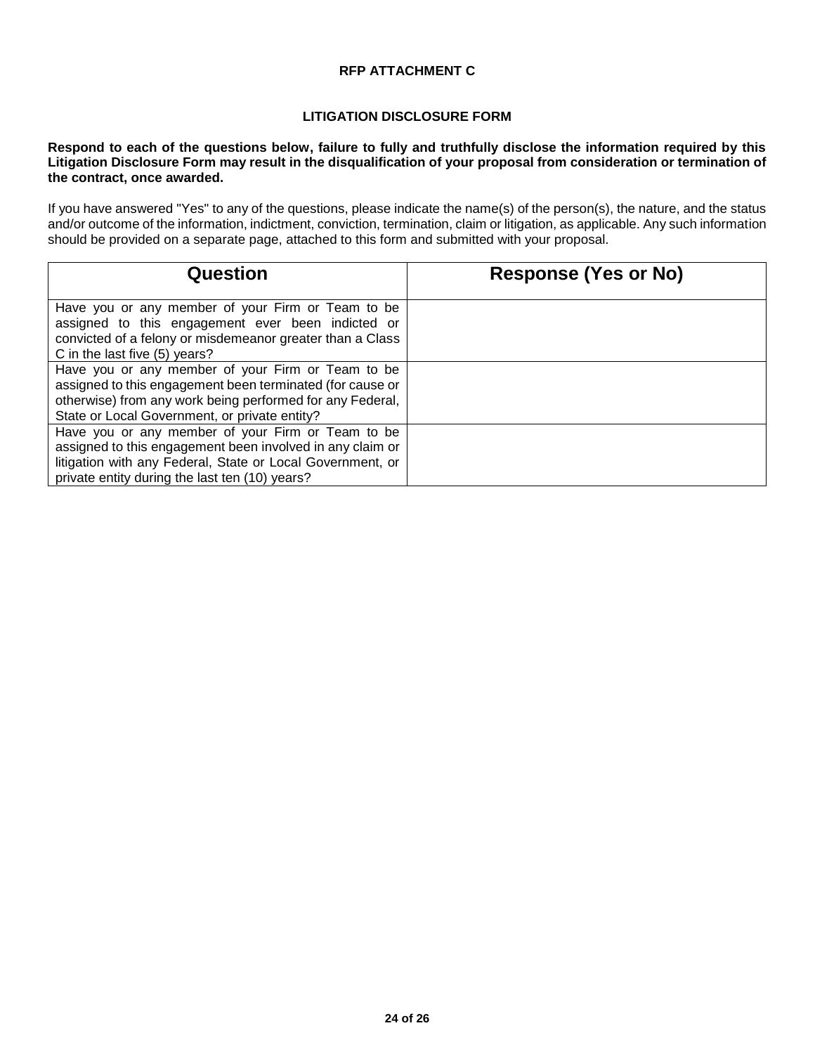## RFP ATTACHMENT C

## LITIGATION DISCLOSURE FORM

**Respond to each of the questions below, failure to fully and truthfully disclose the information required by this Litigation Disclosure Form may result in the disqualification of your proposal from consideration or termination of the contract, once awarded.**

If you have answered "Yes" to any of the questions, please indicate the name(s) of the person(s), the nature, and the status and/or outcome of the information, indictment, conviction, termination, claim or litigation, as applicable. Any such information should be provided on a separate page, attached to this form and submitted with your proposal.

| Question | Response (Yes or No) |
|---|---|
| Have you or any member of your Firm or Team to be assigned to this engagement ever been indicted or convicted of a felony or misdemeanor greater than a Class C in the last five (5) years? | |
| Have you or any member of your Firm or Team to be assigned to this engagement been terminated (for cause or otherwise) from any work being performed for any Federal, State or Local Government, or private entity? | |
| Have you or any member of your Firm or Team to be assigned to this engagement been involved in any claim or litigation with any Federal, State or Local Government, or private entity during the last ten (10) years? | |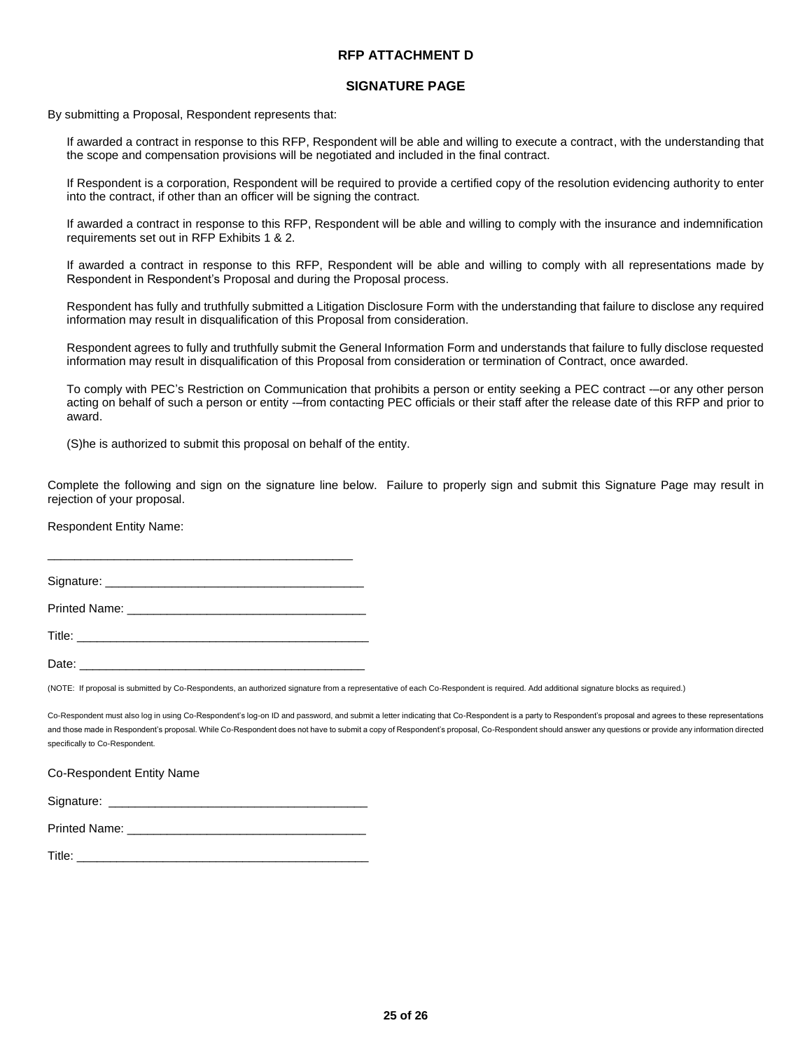# RFP ATTACHMENT D

## SIGNATURE PAGE

By submitting a Proposal, Respondent represents that:

If awarded a contract in response to this RFP, Respondent will be able and willing to execute a contract, with the understanding that the scope and compensation provisions will be negotiated and included in the final contract.

If Respondent is a corporation, Respondent will be required to provide a certified copy of the resolution evidencing authority to enter into the contract, if other than an officer will be signing the contract.

If awarded a contract in response to this RFP, Respondent will be able and willing to comply with the insurance and indemnification requirements set out in RFP Exhibits 1 & 2.

If awarded a contract in response to this RFP, Respondent will be able and willing to comply with all representations made by Respondent in Respondent's Proposal and during the Proposal process.

Respondent has fully and truthfully submitted a Litigation Disclosure Form with the understanding that failure to disclose any required information may result in disqualification of this Proposal from consideration.

Respondent agrees to fully and truthfully submit the General Information Form and understands that failure to fully disclose requested information may result in disqualification of this Proposal from consideration or termination of Contract, once awarded.

To comply with PEC's Restriction on Communication that prohibits a person or entity seeking a PEC contract -–or any other person acting on behalf of such a person or entity -–from contacting PEC officials or their staff after the release date of this RFP and prior to award.

(S)he is authorized to submit this proposal on behalf of the entity.

Complete the following and sign on the signature line below. Failure to properly sign and submit this Signature Page may result in rejection of your proposal.

Respondent Entity Name:

_______________________________________________

Signature: _______________________________________

Printed Name: ____________________________________

Title: ____________________________________________

Date: ____________________________________________

(NOTE: If proposal is submitted by Co-Respondents, an authorized signature from a representative of each Co-Respondent is required. Add additional signature blocks as required.)

Co-Respondent must also log in using Co-Respondent's log-on ID and password, and submit a letter indicating that Co-Respondent is a party to Respondent's proposal and agrees to these representations and those made in Respondent's proposal. While Co-Respondent does not have to submit a copy of Respondent's proposal, Co-Respondent should answer any questions or provide any information directed specifically to Co-Respondent.

Co-Respondent Entity Name

Signature: _______________________________________

Printed Name: ____________________________________

Title: ____________________________________________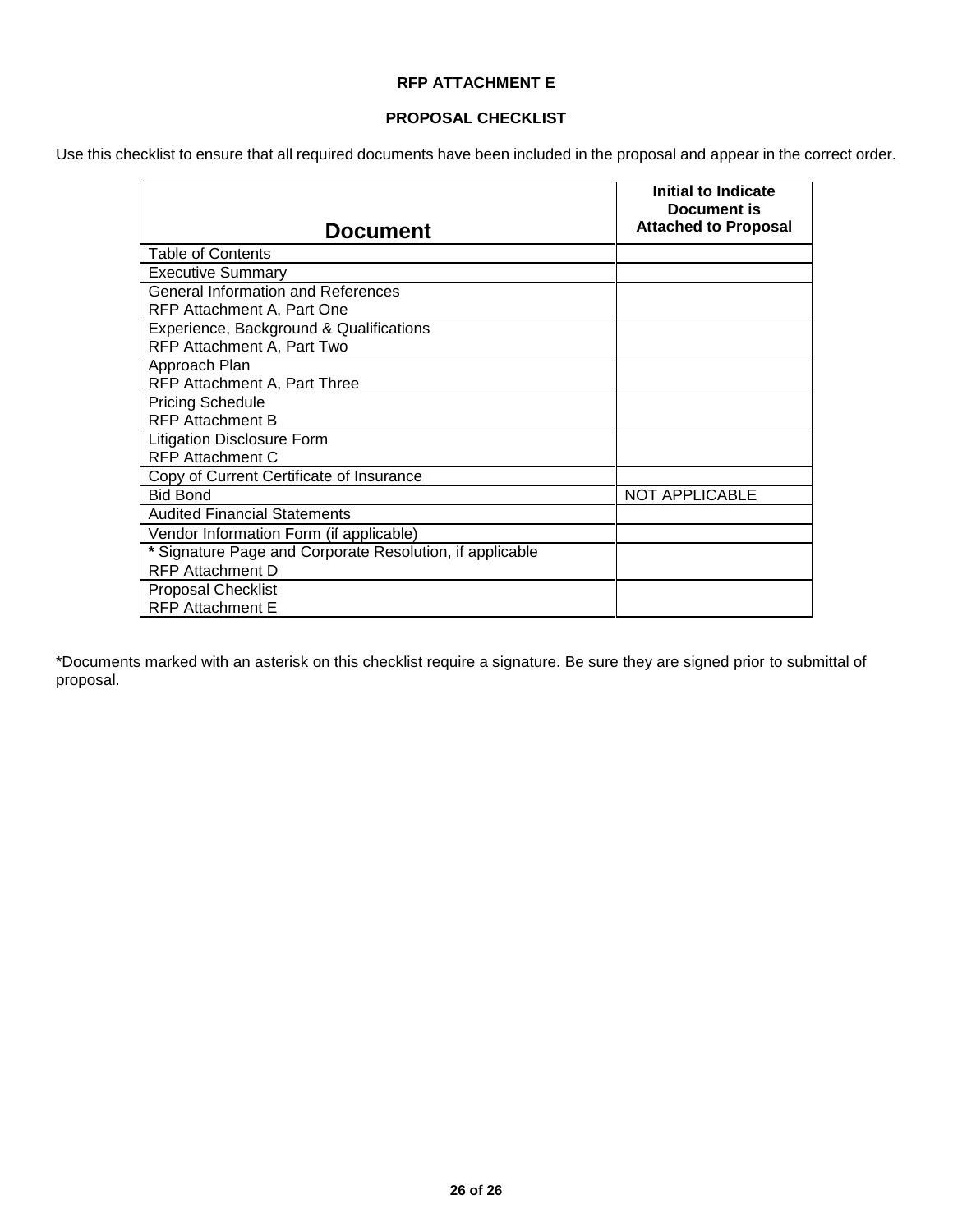**RFP ATTACHMENT E**

**PROPOSAL CHECKLIST**

Use this checklist to ensure that all required documents have been included in the proposal and appear in the correct order.

| Document | Initial to Indicate Document is Attached to Proposal |
|---|---|
| Table of Contents | |
| Executive Summary | |
| General Information and References<br>RFP Attachment A, Part One | |
| Experience, Background & Qualifications<br>RFP Attachment A, Part Two | |
| Approach Plan<br>RFP Attachment A, Part Three | |
| Pricing Schedule<br>RFP Attachment B | |
| Litigation Disclosure Form<br>RFP Attachment C | |
| Copy of Current Certificate of Insurance | |
| Bid Bond | NOT APPLICABLE |
| Audited Financial Statements | |
| Vendor Information Form (if applicable) | |
| **\*** Signature Page and Corporate Resolution, if applicable<br>RFP Attachment D | |
| Proposal Checklist<br>RFP Attachment E | |

*Documents marked with an asterisk on this checklist require a signature. Be sure they are signed prior to submittal of proposal.